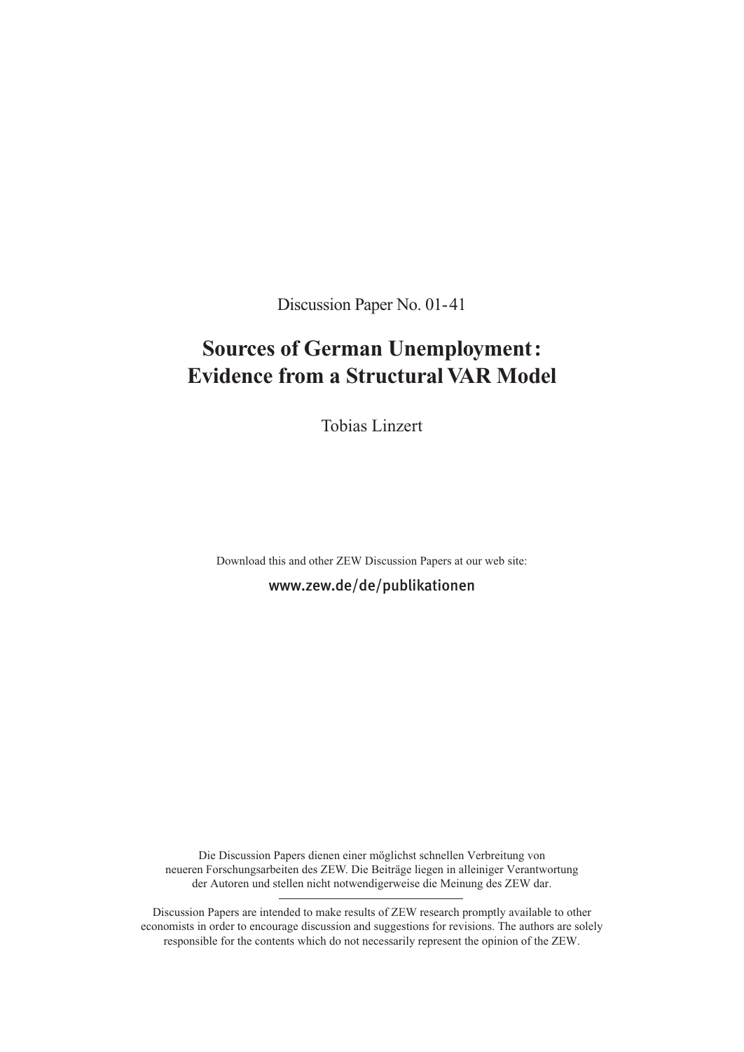Discussion Paper No. 01-41

# Sources of German Unemployment: Evidence from a Structural VAR Model

Tobias Linzert

Download this and other ZEW Discussion Papers at our web site:

www.zew.de/de/publikationen

Die Discussion Papers dienen einer möglichst schnellen Verbreitung von neueren Forschungsarbeiten des ZEW. Die Beiträge liegen in alleiniger Verantwortung der Autoren und stellen nicht notwendigerweise die Meinung des ZEW dar.

---

Discussion Papers are intended to make results of ZEW research promptly available to other economists in order to encourage discussion and suggestions for revisions. The authors are solely responsible for the contents which do not necessarily represent the opinion of the ZEW.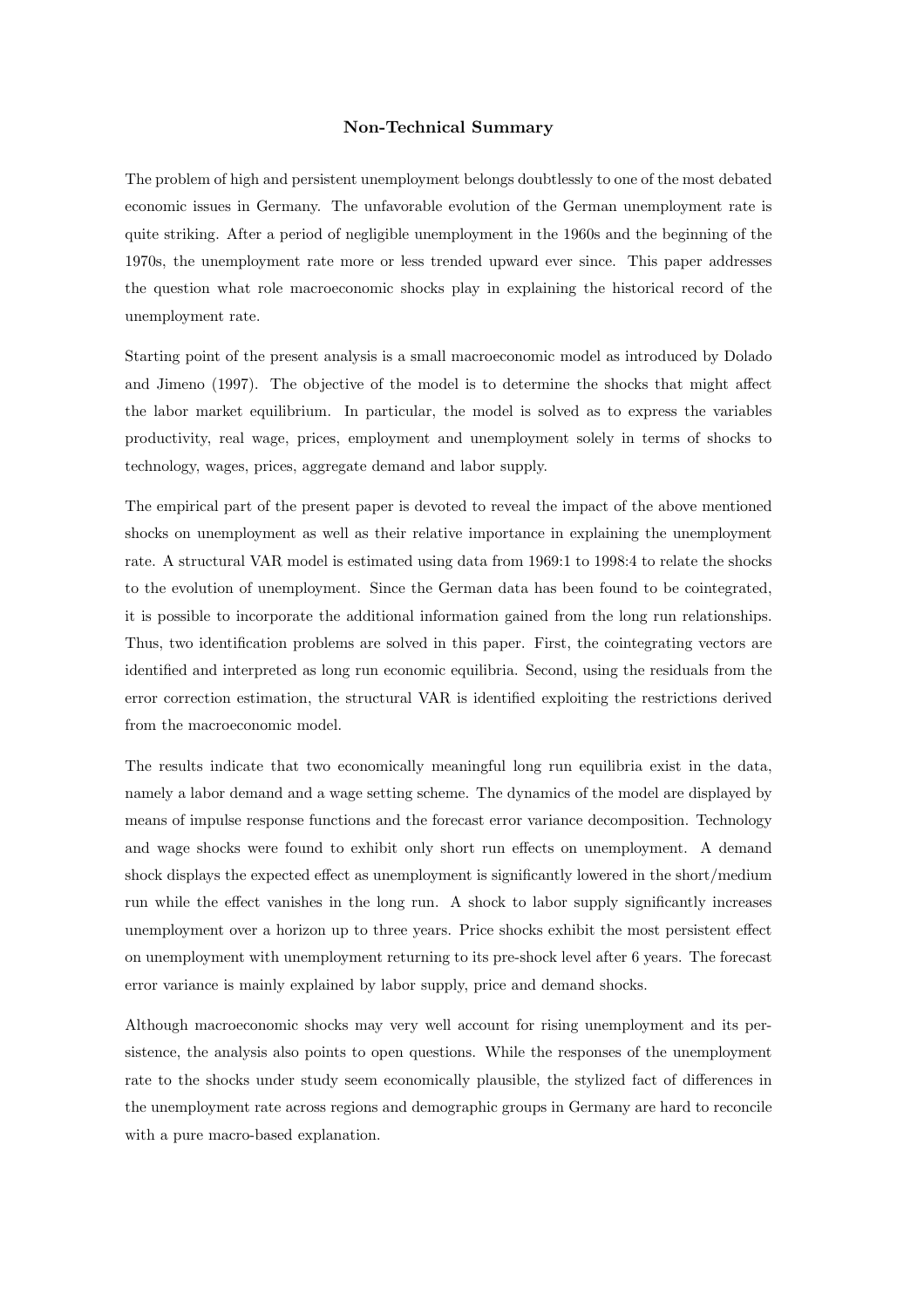## Non-Technical Summary

The problem of high and persistent unemployment belongs doubtlessly to one of the most debated economic issues in Germany. The unfavorable evolution of the German unemployment rate is quite striking. After a period of negligible unemployment in the 1960s and the beginning of the 1970s, the unemployment rate more or less trended upward ever since. This paper addresses the question what role macroeconomic shocks play in explaining the historical record of the unemployment rate.

Starting point of the present analysis is a small macroeconomic model as introduced by Dolado and Jimeno (1997). The objective of the model is to determine the shocks that might affect the labor market equilibrium. In particular, the model is solved as to express the variables productivity, real wage, prices, employment and unemployment solely in terms of shocks to technology, wages, prices, aggregate demand and labor supply.

The empirical part of the present paper is devoted to reveal the impact of the above mentioned shocks on unemployment as well as their relative importance in explaining the unemployment rate. A structural VAR model is estimated using data from 1969:1 to 1998:4 to relate the shocks to the evolution of unemployment. Since the German data has been found to be cointegrated, it is possible to incorporate the additional information gained from the long run relationships. Thus, two identification problems are solved in this paper. First, the cointegrating vectors are identified and interpreted as long run economic equilibria. Second, using the residuals from the error correction estimation, the structural VAR is identified exploiting the restrictions derived from the macroeconomic model.

The results indicate that two economically meaningful long run equilibria exist in the data, namely a labor demand and a wage setting scheme. The dynamics of the model are displayed by means of impulse response functions and the forecast error variance decomposition. Technology and wage shocks were found to exhibit only short run effects on unemployment. A demand shock displays the expected effect as unemployment is significantly lowered in the short/medium run while the effect vanishes in the long run. A shock to labor supply significantly increases unemployment over a horizon up to three years. Price shocks exhibit the most persistent effect on unemployment with unemployment returning to its pre-shock level after 6 years. The forecast error variance is mainly explained by labor supply, price and demand shocks.

Although macroeconomic shocks may very well account for rising unemployment and its persistence, the analysis also points to open questions. While the responses of the unemployment rate to the shocks under study seem economically plausible, the stylized fact of differences in the unemployment rate across regions and demographic groups in Germany are hard to reconcile with a pure macro-based explanation.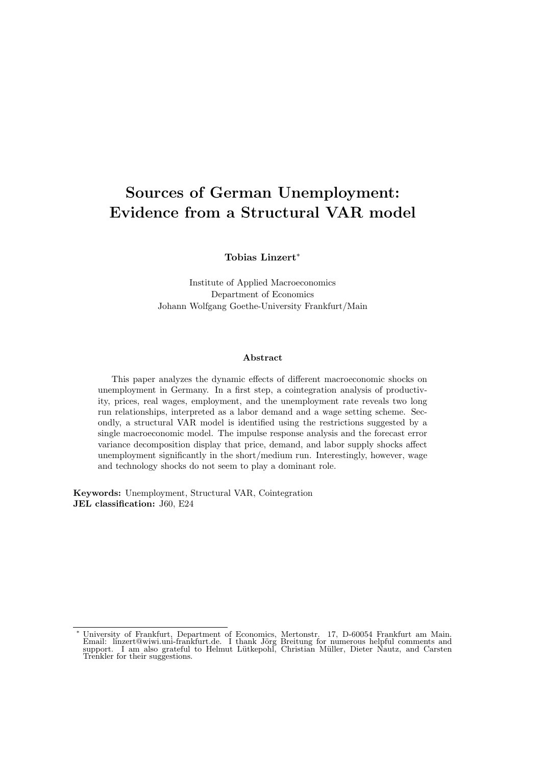# Sources of German Unemployment: Evidence from a Structural VAR model

**Tobias Linzert**[*]

Institute of Applied Macroeconomics
Department of Economics
Johann Wolfgang Goethe-University Frankfurt/Main

#### Abstract

This paper analyzes the dynamic effects of different macroeconomic shocks on unemployment in Germany. In a first step, a cointegration analysis of productivity, prices, real wages, employment, and the unemployment rate reveals two long run relationships, interpreted as a labor demand and a wage setting scheme. Secondly, a structural VAR model is identified using the restrictions suggested by a single macroeconomic model. The impulse response analysis and the forecast error variance decomposition display that price, demand, and labor supply shocks affect unemployment significantly in the short/medium run. Interestingly, however, wage and technology shocks do not seem to play a dominant role.

**Keywords:** Unemployment, Structural VAR, Cointegration
**JEL classification:** J60, E24

[*] University of Frankfurt, Department of Economics, Mertonstr. 17, D-60054 Frankfurt am Main. Email: linzert@wiwi.uni-frankfurt.de. I thank Jörg Breitung for numerous helpful comments and support. I am also grateful to Helmut Lütkepohl, Christian Müller, Dieter Nautz, and Carsten Trenkler for their suggestions.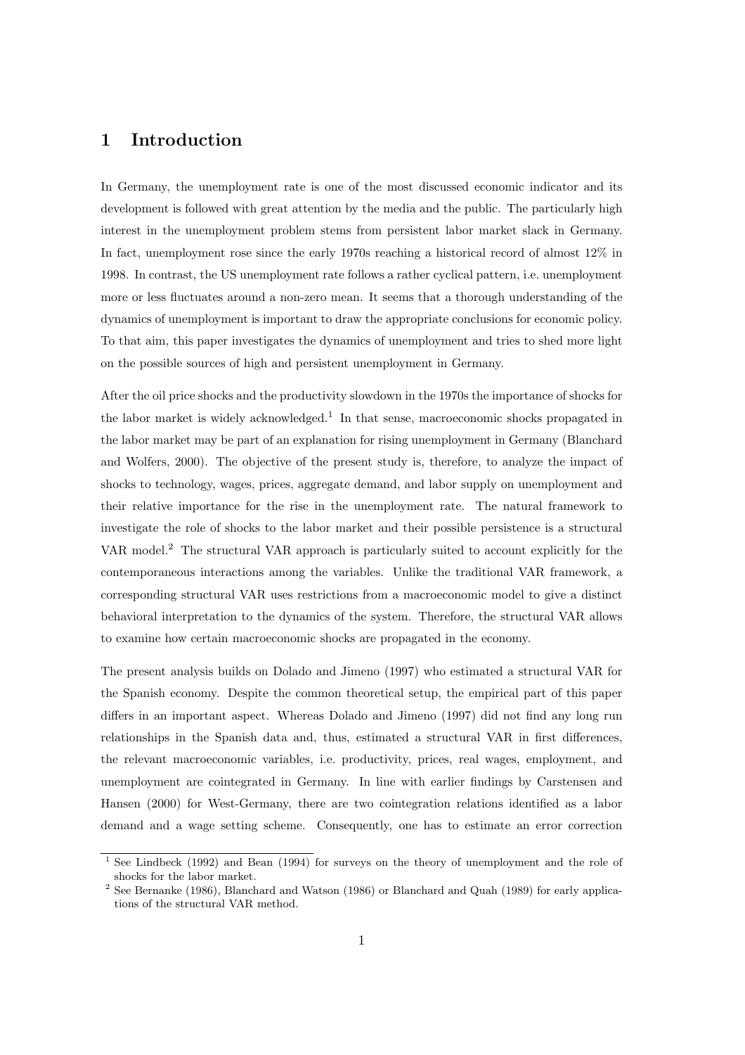# 1 Introduction

In Germany, the unemployment rate is one of the most discussed economic indicator and its development is followed with great attention by the media and the public. The particularly high interest in the unemployment problem stems from persistent labor market slack in Germany. In fact, unemployment rose since the early 1970s reaching a historical record of almost 12% in 1998. In contrast, the US unemployment rate follows a rather cyclical pattern, i.e. unemployment more or less fluctuates around a non-zero mean. It seems that a thorough understanding of the dynamics of unemployment is important to draw the appropriate conclusions for economic policy. To that aim, this paper investigates the dynamics of unemployment and tries to shed more light on the possible sources of high and persistent unemployment in Germany.

After the oil price shocks and the productivity slowdown in the 1970s the importance of shocks for the labor market is widely acknowledged.[1] In that sense, macroeconomic shocks propagated in the labor market may be part of an explanation for rising unemployment in Germany (Blanchard and Wolfers, 2000). The objective of the present study is, therefore, to analyze the impact of shocks to technology, wages, prices, aggregate demand, and labor supply on unemployment and their relative importance for the rise in the unemployment rate. The natural framework to investigate the role of shocks to the labor market and their possible persistence is a structural VAR model.[2] The structural VAR approach is particularly suited to account explicitly for the contemporaneous interactions among the variables. Unlike the traditional VAR framework, a corresponding structural VAR uses restrictions from a macroeconomic model to give a distinct behavioral interpretation to the dynamics of the system. Therefore, the structural VAR allows to examine how certain macroeconomic shocks are propagated in the economy.

The present analysis builds on Dolado and Jimeno (1997) who estimated a structural VAR for the Spanish economy. Despite the common theoretical setup, the empirical part of this paper differs in an important aspect. Whereas Dolado and Jimeno (1997) did not find any long run relationships in the Spanish data and, thus, estimated a structural VAR in first differences, the relevant macroeconomic variables, i.e. productivity, prices, real wages, employment, and unemployment are cointegrated in Germany. In line with earlier findings by Carstensen and Hansen (2000) for West-Germany, there are two cointegration relations identified as a labor demand and a wage setting scheme. Consequently, one has to estimate an error correction

[1] See Lindbeck (1992) and Bean (1994) for surveys on the theory of unemployment and the role of shocks for the labor market.

[2] See Bernanke (1986), Blanchard and Watson (1986) or Blanchard and Quah (1989) for early applications of the structural VAR method.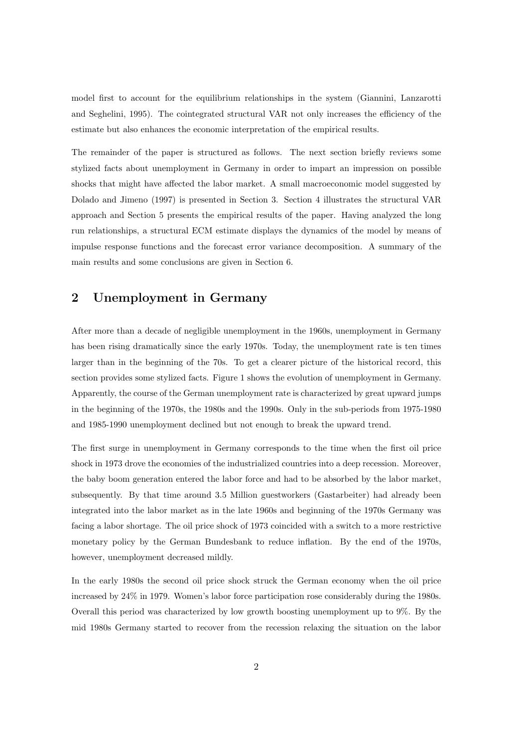model first to account for the equilibrium relationships in the system (Giannini, Lanzarotti and Seghelini, 1995). The cointegrated structural VAR not only increases the efficiency of the estimate but also enhances the economic interpretation of the empirical results.

The remainder of the paper is structured as follows. The next section briefly reviews some stylized facts about unemployment in Germany in order to impart an impression on possible shocks that might have affected the labor market. A small macroeconomic model suggested by Dolado and Jimeno (1997) is presented in Section 3. Section 4 illustrates the structural VAR approach and Section 5 presents the empirical results of the paper. Having analyzed the long run relationships, a structural ECM estimate displays the dynamics of the model by means of impulse response functions and the forecast error variance decomposition. A summary of the main results and some conclusions are given in Section 6.

## 2 Unemployment in Germany

After more than a decade of negligible unemployment in the 1960s, unemployment in Germany has been rising dramatically since the early 1970s. Today, the unemployment rate is ten times larger than in the beginning of the 70s. To get a clearer picture of the historical record, this section provides some stylized facts. Figure 1 shows the evolution of unemployment in Germany. Apparently, the course of the German unemployment rate is characterized by great upward jumps in the beginning of the 1970s, the 1980s and the 1990s. Only in the sub-periods from 1975-1980 and 1985-1990 unemployment declined but not enough to break the upward trend.

The first surge in unemployment in Germany corresponds to the time when the first oil price shock in 1973 drove the economies of the industrialized countries into a deep recession. Moreover, the baby boom generation entered the labor force and had to be absorbed by the labor market, subsequently. By that time around 3.5 Million guestworkers (Gastarbeiter) had already been integrated into the labor market as in the late 1960s and beginning of the 1970s Germany was facing a labor shortage. The oil price shock of 1973 coincided with a switch to a more restrictive monetary policy by the German Bundesbank to reduce inflation. By the end of the 1970s, however, unemployment decreased mildly.

In the early 1980s the second oil price shock struck the German economy when the oil price increased by 24% in 1979. Women's labor force participation rose considerably during the 1980s. Overall this period was characterized by low growth boosting unemployment up to 9%. By the mid 1980s Germany started to recover from the recession relaxing the situation on the labor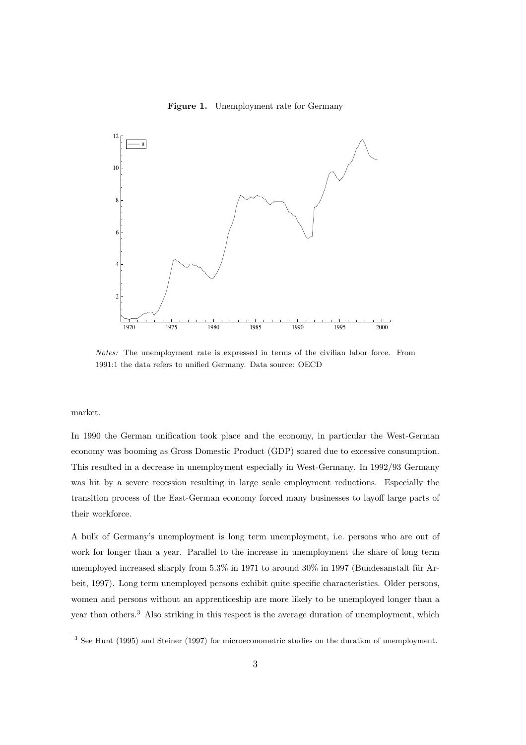**Figure 1.** Unemployment rate for Germany

*Notes:* The unemployment rate is expressed in terms of the civilian labor force. From 1991:1 the data refers to unified Germany. Data source: OECD

market.

In 1990 the German unification took place and the economy, in particular the West-German economy was booming as Gross Domestic Product (GDP) soared due to excessive consumption. This resulted in a decrease in unemployment especially in West-Germany. In 1992/93 Germany was hit by a severe recession resulting in large scale employment reductions. Especially the transition process of the East-German economy forced many businesses to layoff large parts of their workforce.

A bulk of Germany's unemployment is long term unemployment, i.e. persons who are out of work for longer than a year. Parallel to the increase in unemployment the share of long term unemployed increased sharply from 5.3% in 1971 to around 30% in 1997 (Bundesanstalt für Arbeit, 1997). Long term unemployed persons exhibit quite specific characteristics. Older persons, women and persons without an apprenticeship are more likely to be unemployed longer than a year than others.[3] Also striking in this respect is the average duration of unemployment, which

[3] See Hunt (1995) and Steiner (1997) for microeconometric studies on the duration of unemployment.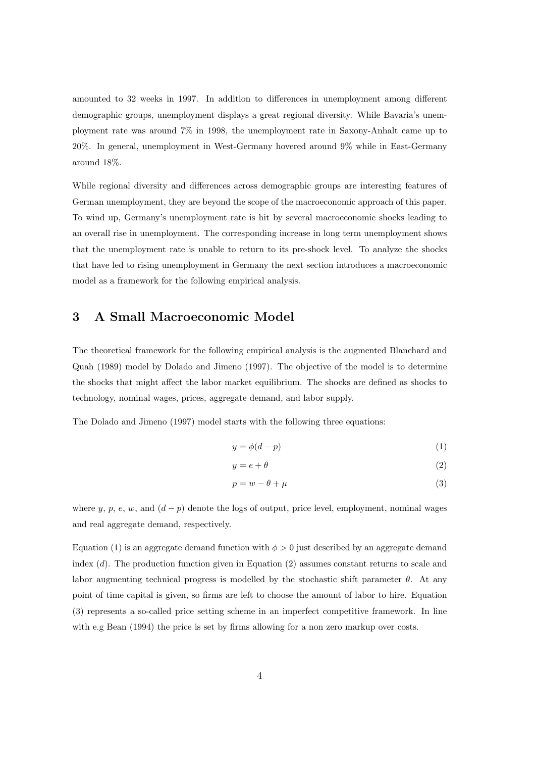amounted to 32 weeks in 1997. In addition to differences in unemployment among different demographic groups, unemployment displays a great regional diversity. While Bavaria's unemployment rate was around 7% in 1998, the unemployment rate in Saxony-Anhalt came up to 20%. In general, unemployment in West-Germany hovered around 9% while in East-Germany around 18%.

While regional diversity and differences across demographic groups are interesting features of German unemployment, they are beyond the scope of the macroeconomic approach of this paper. To wind up, Germany's unemployment rate is hit by several macroeconomic shocks leading to an overall rise in unemployment. The corresponding increase in long term unemployment shows that the unemployment rate is unable to return to its pre-shock level. To analyze the shocks that have led to rising unemployment in Germany the next section introduces a macroeconomic model as a framework for the following empirical analysis.

## 3 A Small Macroeconomic Model

The theoretical framework for the following empirical analysis is the augmented Blanchard and Quah (1989) model by Dolado and Jimeno (1997). The objective of the model is to determine the shocks that might affect the labor market equilibrium. The shocks are defined as shocks to technology, nominal wages, prices, aggregate demand, and labor supply.

The Dolado and Jimeno (1997) model starts with the following three equations:

$$y = \phi(d - p) \tag{1}$$

$$y = e + \theta \tag{2}$$

$$p = w - \theta + \mu \tag{3}$$

where $y$, $p$, $e$, $w$, and $(d - p)$ denote the logs of output, price level, employment, nominal wages and real aggregate demand, respectively.

Equation (1) is an aggregate demand function with $\phi > 0$ just described by an aggregate demand index ($d$). The production function given in Equation (2) assumes constant returns to scale and labor augmenting technical progress is modelled by the stochastic shift parameter $\theta$. At any point of time capital is given, so firms are left to choose the amount of labor to hire. Equation (3) represents a so-called price setting scheme in an imperfect competitive framework. In line with e.g Bean (1994) the price is set by firms allowing for a non zero markup over costs.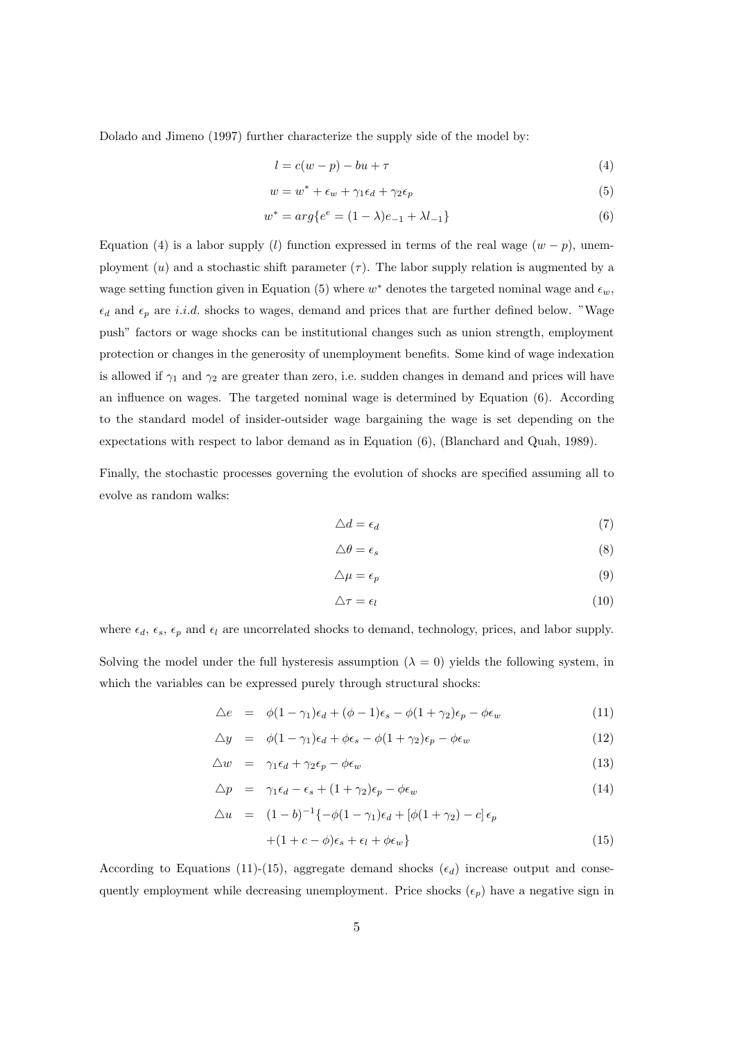Dolado and Jimeno (1997) further characterize the supply side of the model by:

$$l = c(w - p) - bu + \tau \tag{4}$$

$$w = w^* + \epsilon_w + \gamma_1 \epsilon_d + \gamma_2 \epsilon_p \tag{5}$$

$$w^* = arg\{e^e = (1 - \lambda)e_{-1} + \lambda l_{-1}\} \tag{6}$$

Equation (4) is a labor supply ($l$) function expressed in terms of the real wage ($w - p$), unemployment ($u$) and a stochastic shift parameter ($\tau$). The labor supply relation is augmented by a wage setting function given in Equation (5) where $w^*$ denotes the targeted nominal wage and $\epsilon_w$, $\epsilon_d$ and $\epsilon_p$ are *i.i.d.* shocks to wages, demand and prices that are further defined below. "Wage push" factors or wage shocks can be institutional changes such as union strength, employment protection or changes in the generosity of unemployment benefits. Some kind of wage indexation is allowed if $\gamma_1$ and $\gamma_2$ are greater than zero, i.e. sudden changes in demand and prices will have an influence on wages. The targeted nominal wage is determined by Equation (6). According to the standard model of insider-outsider wage bargaining the wage is set depending on the expectations with respect to labor demand as in Equation (6), (Blanchard and Quah, 1989).

Finally, the stochastic processes governing the evolution of shocks are specified assuming all to evolve as random walks:

$$\triangle d = \epsilon_d \tag{7}$$

$$\triangle \theta = \epsilon_s \tag{8}$$

$$\triangle \mu = \epsilon_p \tag{9}$$

$$\triangle \tau = \epsilon_l \tag{10}$$

where $\epsilon_d$, $\epsilon_s$, $\epsilon_p$ and $\epsilon_l$ are uncorrelated shocks to demand, technology, prices, and labor supply.

Solving the model under the full hysteresis assumption ($\lambda = 0$) yields the following system, in which the variables can be expressed purely through structural shocks:

$$\triangle e = \phi(1 - \gamma_1)\epsilon_d + (\phi - 1)\epsilon_s - \phi(1 + \gamma_2)\epsilon_p - \phi\epsilon_w \tag{11}$$

$$\triangle y = \phi(1 - \gamma_1)\epsilon_d + \phi\epsilon_s - \phi(1 + \gamma_2)\epsilon_p - \phi\epsilon_w \tag{12}$$

$$\triangle w = \gamma_1\epsilon_d + \gamma_2\epsilon_p - \phi\epsilon_w \tag{13}$$

$$\triangle p = \gamma_1\epsilon_d - \epsilon_s + (1 + \gamma_2)\epsilon_p - \phi\epsilon_w \tag{14}$$

$$\begin{aligned} \triangle u = {} & (1 - b)^{-1}\{-\phi(1 - \gamma_1)\epsilon_d + [\phi(1 + \gamma_2) - c]\,\epsilon_p \\ & + (1 + c - \phi)\epsilon_s + \epsilon_l + \phi\epsilon_w\} \end{aligned} \tag{15}$$

According to Equations (11)-(15), aggregate demand shocks ($\epsilon_d$) increase output and consequently employment while decreasing unemployment. Price shocks ($\epsilon_p$) have a negative sign in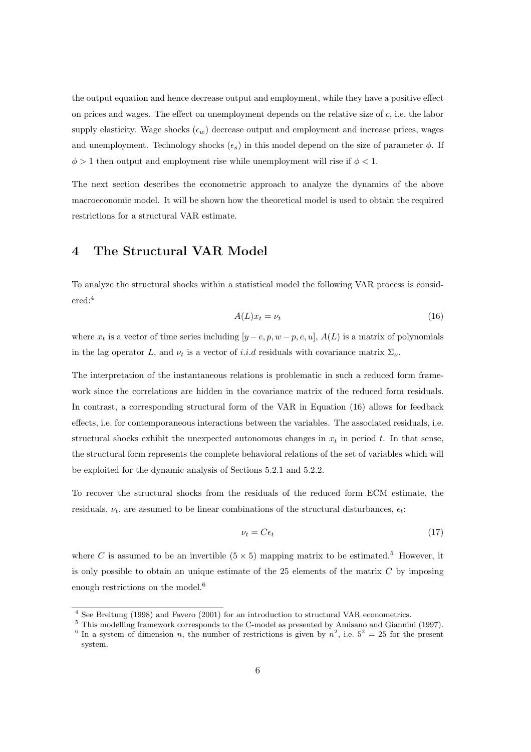the output equation and hence decrease output and employment, while they have a positive effect on prices and wages. The effect on unemployment depends on the relative size of $c$, i.e. the labor supply elasticity. Wage shocks ($\epsilon_w$) decrease output and employment and increase prices, wages and unemployment. Technology shocks ($\epsilon_s$) in this model depend on the size of parameter $\phi$. If $\phi > 1$ then output and employment rise while unemployment will rise if $\phi < 1$.

The next section describes the econometric approach to analyze the dynamics of the above macroeconomic model. It will be shown how the theoretical model is used to obtain the required restrictions for a structural VAR estimate.

# 4 The Structural VAR Model

To analyze the structural shocks within a statistical model the following VAR process is considered:[4]

$$A(L)x_t = \nu_t \tag{16}$$

where $x_t$ is a vector of time series including $[y - e, p, w - p, e, u]$, $A(L)$ is a matrix of polynomials in the lag operator $L$, and $\nu_t$ is a vector of *i.i.d* residuals with covariance matrix $\Sigma_\nu$.

The interpretation of the instantaneous relations is problematic in such a reduced form framework since the correlations are hidden in the covariance matrix of the reduced form residuals. In contrast, a corresponding structural form of the VAR in Equation (16) allows for feedback effects, i.e. for contemporaneous interactions between the variables. The associated residuals, i.e. structural shocks exhibit the unexpected autonomous changes in $x_t$ in period $t$. In that sense, the structural form represents the complete behavioral relations of the set of variables which will be exploited for the dynamic analysis of Sections 5.2.1 and 5.2.2.

To recover the structural shocks from the residuals of the reduced form ECM estimate, the residuals, $\nu_t$, are assumed to be linear combinations of the structural disturbances, $\epsilon_t$:

$$\nu_t = C\epsilon_t \tag{17}$$

where $C$ is assumed to be an invertible $(5 \times 5)$ mapping matrix to be estimated.[5] However, it is only possible to obtain an unique estimate of the 25 elements of the matrix $C$ by imposing enough restrictions on the model.[6]

[4] See Breitung (1998) and Favero (2001) for an introduction to structural VAR econometrics.

[5] This modelling framework corresponds to the C-model as presented by Amisano and Giannini (1997).

[6] In a system of dimension $n$, the number of restrictions is given by $n^2$, i.e. $5^2 = 25$ for the present system.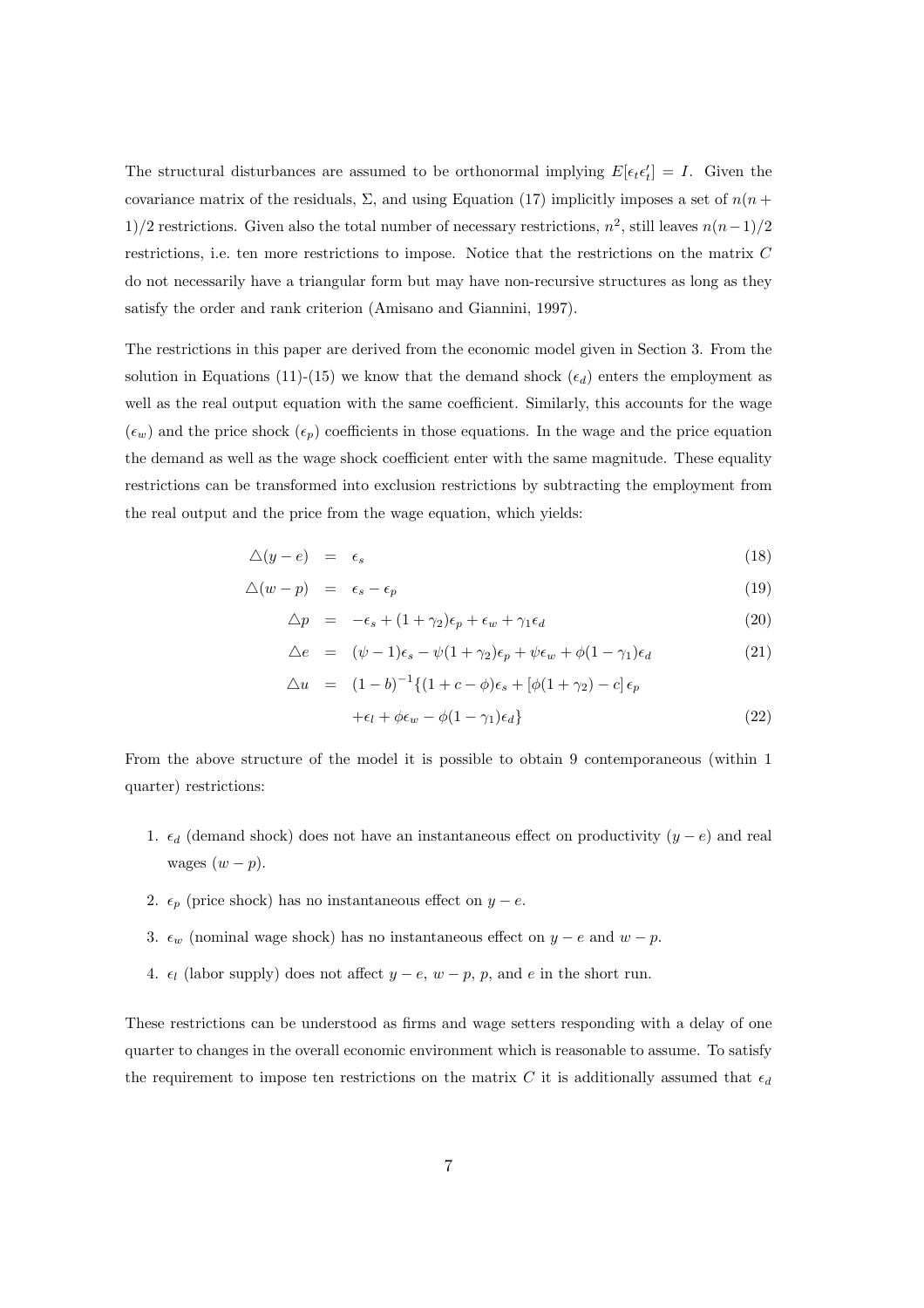The structural disturbances are assumed to be orthonormal implying $E[\epsilon_t \epsilon_t'] = I$. Given the covariance matrix of the residuals, $\Sigma$, and using Equation (17) implicitly imposes a set of $n(n+1)/2$ restrictions. Given also the total number of necessary restrictions, $n^2$, still leaves $n(n-1)/2$ restrictions, i.e. ten more restrictions to impose. Notice that the restrictions on the matrix $C$ do not necessarily have a triangular form but may have non-recursive structures as long as they satisfy the order and rank criterion (Amisano and Giannini, 1997).

The restrictions in this paper are derived from the economic model given in Section 3. From the solution in Equations (11)-(15) we know that the demand shock ($\epsilon_d$) enters the employment as well as the real output equation with the same coefficient. Similarly, this accounts for the wage ($\epsilon_w$) and the price shock ($\epsilon_p$) coefficients in those equations. In the wage and the price equation the demand as well as the wage shock coefficient enter with the same magnitude. These equality restrictions can be transformed into exclusion restrictions by subtracting the employment from the real output and the price from the wage equation, which yields:

$$\triangle(y-e) = \epsilon_s \tag{18}$$

$$\triangle(w-p) = \epsilon_s - \epsilon_p \tag{19}$$

$$\triangle p = -\epsilon_s + (1+\gamma_2)\epsilon_p + \epsilon_w + \gamma_1 \epsilon_d \tag{20}$$

$$\triangle e = (\psi - 1)\epsilon_s - \psi(1+\gamma_2)\epsilon_p + \psi\epsilon_w + \phi(1-\gamma_1)\epsilon_d \tag{21}$$

$$\triangle u = (1-b)^{-1}\{(1+c-\phi)\epsilon_s + [\phi(1+\gamma_2) - c]\,\epsilon_p + \epsilon_l + \phi\epsilon_w - \phi(1-\gamma_1)\epsilon_d\} \tag{22}$$

From the above structure of the model it is possible to obtain 9 contemporaneous (within 1 quarter) restrictions:

1. $\epsilon_d$ (demand shock) does not have an instantaneous effect on productivity $(y-e)$ and real wages $(w-p)$.
2. $\epsilon_p$ (price shock) has no instantaneous effect on $y-e$.
3. $\epsilon_w$ (nominal wage shock) has no instantaneous effect on $y-e$ and $w-p$.
4. $\epsilon_l$ (labor supply) does not affect $y-e$, $w-p$, $p$, and $e$ in the short run.

These restrictions can be understood as firms and wage setters responding with a delay of one quarter to changes in the overall economic environment which is reasonable to assume. To satisfy the requirement to impose ten restrictions on the matrix $C$ it is additionally assumed that $\epsilon_d$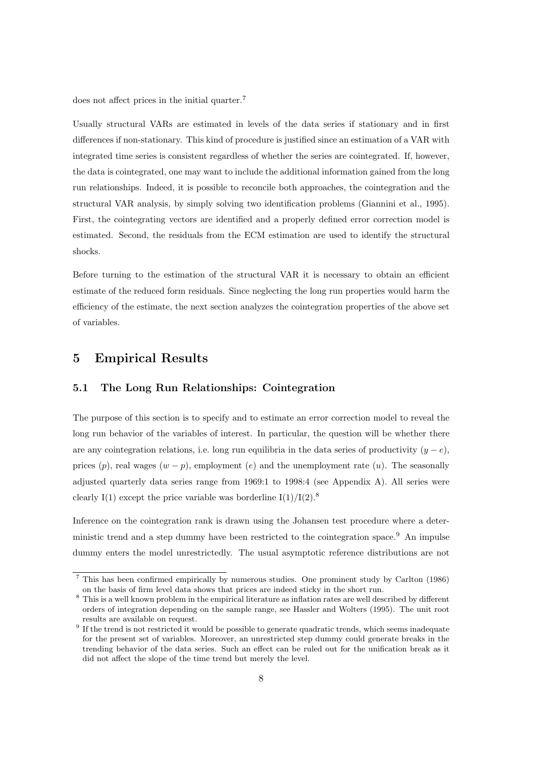does not affect prices in the initial quarter.[7]

Usually structural VARs are estimated in levels of the data series if stationary and in first differences if non-stationary. This kind of procedure is justified since an estimation of a VAR with integrated time series is consistent regardless of whether the series are cointegrated. If, however, the data is cointegrated, one may want to include the additional information gained from the long run relationships. Indeed, it is possible to reconcile both approaches, the cointegration and the structural VAR analysis, by simply solving two identification problems (Giannini et al., 1995). First, the cointegrating vectors are identified and a properly defined error correction model is estimated. Second, the residuals from the ECM estimation are used to identify the structural shocks.

Before turning to the estimation of the structural VAR it is necessary to obtain an efficient estimate of the reduced form residuals. Since neglecting the long run properties would harm the efficiency of the estimate, the next section analyzes the cointegration properties of the above set of variables.

## 5 Empirical Results

### 5.1 The Long Run Relationships: Cointegration

The purpose of this section is to specify and to estimate an error correction model to reveal the long run behavior of the variables of interest. In particular, the question will be whether there are any cointegration relations, i.e. long run equilibria in the data series of productivity $(y - e)$, prices $(p)$, real wages $(w - p)$, employment $(e)$ and the unemployment rate $(u)$. The seasonally adjusted quarterly data series range from 1969:1 to 1998:4 (see Appendix A). All series were clearly I(1) except the price variable was borderline I(1)/I(2).[8]

Inference on the cointegration rank is drawn using the Johansen test procedure where a deterministic trend and a step dummy have been restricted to the cointegration space.[9] An impulse dummy enters the model unrestrictedly. The usual asymptotic reference distributions are not

---

[7] This has been confirmed empirically by numerous studies. One prominent study by Carlton (1986) on the basis of firm level data shows that prices are indeed sticky in the short run.

[8] This is a well known problem in the empirical literature as inflation rates are well described by different orders of integration depending on the sample range, see Hassler and Wolters (1995). The unit root results are available on request.

[9] If the trend is not restricted it would be possible to generate quadratic trends, which seems inadequate for the present set of variables. Moreover, an unrestricted step dummy could generate breaks in the trending behavior of the data series. Such an effect can be ruled out for the unification break as it did not affect the slope of the time trend but merely the level.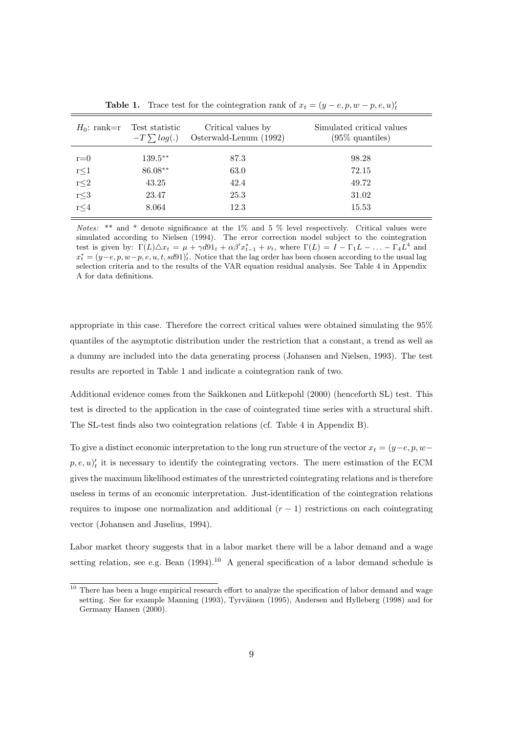**Table 1.** Trace test for the cointegration rank of $x_t = (y-e, p, w-p, e, u)'_t$

| $H_0$: rank=r | Test statistic $-T\sum log(.)$ | Critical values by Osterwald-Lenum (1992) | Simulated critical values (95% quantiles) |
|---|---|---|---|
| r=0 | $139.5^{**}$ | 87.3 | 98.28 |
| r≤1 | $86.08^{**}$ | 63.0 | 72.15 |
| r≤2 | 43.25 | 42.4 | 49.72 |
| r≤3 | 23.47 | 25.3 | 31.02 |
| r≤4 | 8.064 | 12.3 | 15.53 |

*Notes:* ** and * denote significance at the 1% and 5 % level respectively. Critical values were simulated according to Nielsen (1994). The error correction model subject to the cointegration test is given by: $\Gamma(L)\triangle x_t = \mu + \gamma d91_t + \alpha\beta' x^*_{t-1} + \nu_t$, where $\Gamma(L) = I - \Gamma_1 L - \ldots - \Gamma_4 L^4$ and $x^*_t = (y-e, p, w-p, e, u, t, sd91)'_t$. Notice that the lag order has been chosen according to the usual lag selection criteria and to the results of the VAR equation residual analysis. See Table 4 in Appendix A for data definitions.

appropriate in this case. Therefore the correct critical values were obtained simulating the 95% quantiles of the asymptotic distribution under the restriction that a constant, a trend as well as a dummy are included into the data generating process (Johansen and Nielsen, 1993). The test results are reported in Table 1 and indicate a cointegration rank of two.

Additional evidence comes from the Saikkonen and Lütkepohl (2000) (henceforth SL) test. This test is directed to the application in the case of cointegrated time series with a structural shift. The SL-test finds also two cointegration relations (cf. Table 4 in Appendix B).

To give a distinct economic interpretation to the long run structure of the vector $x_t = (y-e, p, w-p, e, u)'_t$ it is necessary to identify the cointegrating vectors. The mere estimation of the ECM gives the maximum likelihood estimates of the unrestricted cointegrating relations and is therefore useless in terms of an economic interpretation. Just-identification of the cointegration relations requires to impose one normalization and additional $(r-1)$ restrictions on each cointegrating vector (Johansen and Juselius, 1994).

Labor market theory suggests that in a labor market there will be a labor demand and a wage setting relation, see e.g. Bean (1994).[10] A general specification of a labor demand schedule is

[10] There has been a huge empirical research effort to analyze the specification of labor demand and wage setting. See for example Manning (1993), Tyrväinen (1995), Andersen and Hylleberg (1998) and for Germany Hansen (2000).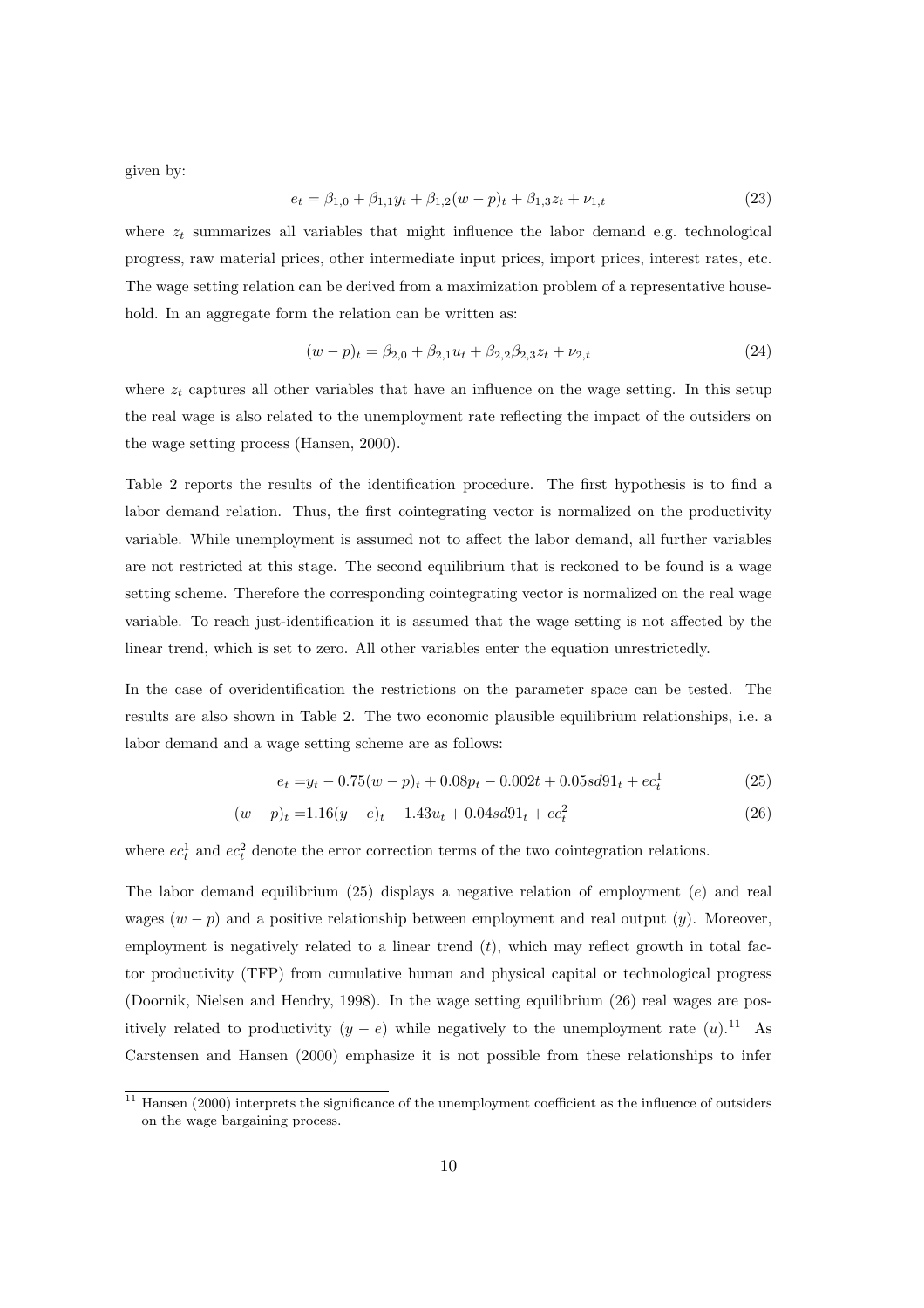given by:

$$e_t = \beta_{1,0} + \beta_{1,1}y_t + \beta_{1,2}(w-p)_t + \beta_{1,3}z_t + \nu_{1,t} \tag{23}$$

where $z_t$ summarizes all variables that might influence the labor demand e.g. technological progress, raw material prices, other intermediate input prices, import prices, interest rates, etc. The wage setting relation can be derived from a maximization problem of a representative household. In an aggregate form the relation can be written as:

$$(w-p)_t = \beta_{2,0} + \beta_{2,1}u_t + \beta_{2,2}\beta_{2,3}z_t + \nu_{2,t} \tag{24}$$

where $z_t$ captures all other variables that have an influence on the wage setting. In this setup the real wage is also related to the unemployment rate reflecting the impact of the outsiders on the wage setting process (Hansen, 2000).

Table 2 reports the results of the identification procedure. The first hypothesis is to find a labor demand relation. Thus, the first cointegrating vector is normalized on the productivity variable. While unemployment is assumed not to affect the labor demand, all further variables are not restricted at this stage. The second equilibrium that is reckoned to be found is a wage setting scheme. Therefore the corresponding cointegrating vector is normalized on the real wage variable. To reach just-identification it is assumed that the wage setting is not affected by the linear trend, which is set to zero. All other variables enter the equation unrestrictedly.

In the case of overidentification the restrictions on the parameter space can be tested. The results are also shown in Table 2. The two economic plausible equilibrium relationships, i.e. a labor demand and a wage setting scheme are as follows:

$$e_t = y_t - 0.75(w-p)_t + 0.08p_t - 0.002t + 0.05sd91_t + ec_t^1 \tag{25}$$

$$(w-p)_t = 1.16(y-e)_t - 1.43u_t + 0.04sd91_t + ec_t^2 \tag{26}$$

where $ec_t^1$ and $ec_t^2$ denote the error correction terms of the two cointegration relations.

The labor demand equilibrium (25) displays a negative relation of employment ($e$) and real wages ($w-p$) and a positive relationship between employment and real output ($y$). Moreover, employment is negatively related to a linear trend ($t$), which may reflect growth in total factor productivity (TFP) from cumulative human and physical capital or technological progress (Doornik, Nielsen and Hendry, 1998). In the wage setting equilibrium (26) real wages are positively related to productivity ($y-e$) while negatively to the unemployment rate ($u$).[11] As Carstensen and Hansen (2000) emphasize it is not possible from these relationships to infer

[11] Hansen (2000) interprets the significance of the unemployment coefficient as the influence of outsiders on the wage bargaining process.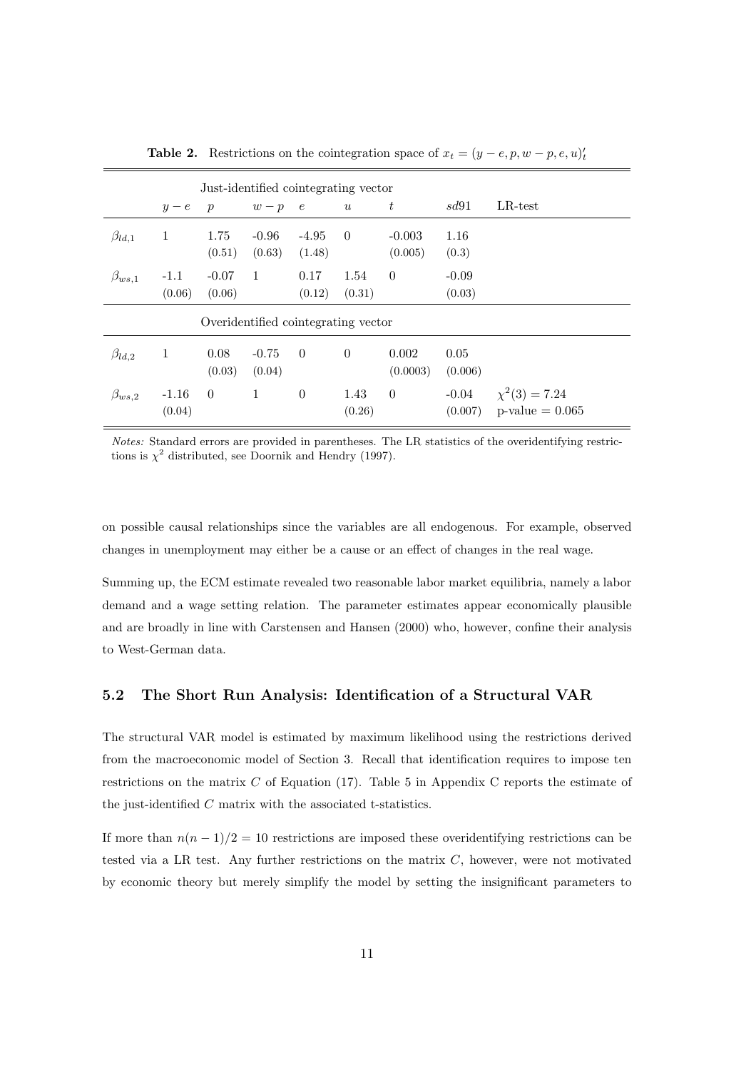**Table 2.** Restrictions on the cointegration space of $x_t = (y-e, p, w-p, e, u)'_t$

| | Just-identified cointegrating vector | | | | | | | |
|---|---|---|---|---|---|---|---|---|
| | $y-e$ | $p$ | $w-p$ | $e$ | $u$ | $t$ | $sd91$ | LR-test |
| $\beta_{ld,1}$ | 1 | 1.75 (0.51) | -0.96 (0.63) | -4.95 (1.48) | 0 | -0.003 (0.005) | 1.16 (0.3) | |
| $\beta_{ws,1}$ | -1.1 (0.06) | -0.07 (0.06) | 1 | 0.17 (0.12) | 1.54 (0.31) | 0 | -0.09 (0.03) | |
| | Overidentified cointegrating vector | | | | | | | |
| $\beta_{ld,2}$ | 1 | 0.08 (0.03) | -0.75 (0.04) | 0 | 0 | 0.002 (0.0003) | 0.05 (0.006) | |
| $\beta_{ws,2}$ | -1.16 (0.04) | 0 | 1 | 0 | 1.43 (0.26) | 0 | -0.04 (0.007) | $\chi^2(3) = 7.24$ p-value = 0.065 |

*Notes:* Standard errors are provided in parentheses. The LR statistics of the overidentifying restrictions is $\chi^2$ distributed, see Doornik and Hendry (1997).

on possible causal relationships since the variables are all endogenous. For example, observed changes in unemployment may either be a cause or an effect of changes in the real wage.

Summing up, the ECM estimate revealed two reasonable labor market equilibria, namely a labor demand and a wage setting relation. The parameter estimates appear economically plausible and are broadly in line with Carstensen and Hansen (2000) who, however, confine their analysis to West-German data.

### 5.2 The Short Run Analysis: Identification of a Structural VAR

The structural VAR model is estimated by maximum likelihood using the restrictions derived from the macroeconomic model of Section 3. Recall that identification requires to impose ten restrictions on the matrix $C$ of Equation (17). Table 5 in Appendix C reports the estimate of the just-identified $C$ matrix with the associated t-statistics.

If more than $n(n-1)/2 = 10$ restrictions are imposed these overidentifying restrictions can be tested via a LR test. Any further restrictions on the matrix $C$, however, were not motivated by economic theory but merely simplify the model by setting the insignificant parameters to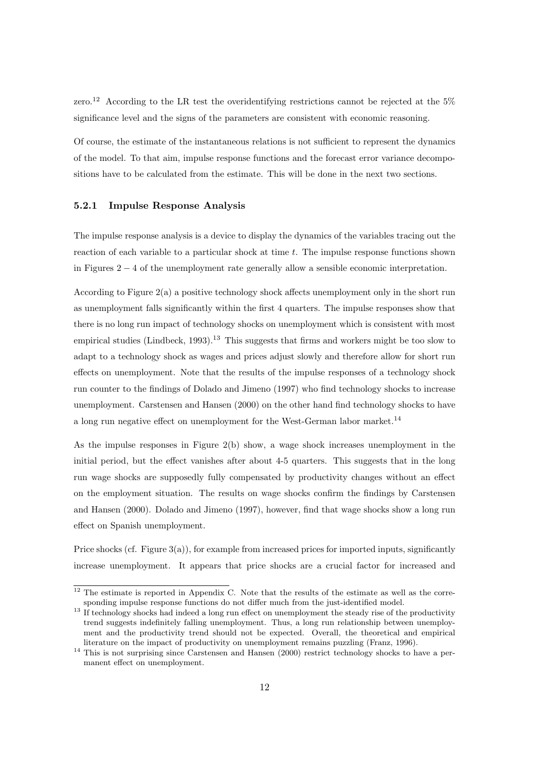zero.[12] According to the LR test the overidentifying restrictions cannot be rejected at the 5% significance level and the signs of the parameters are consistent with economic reasoning.

Of course, the estimate of the instantaneous relations is not sufficient to represent the dynamics of the model. To that aim, impulse response functions and the forecast error variance decompositions have to be calculated from the estimate. This will be done in the next two sections.

### 5.2.1 Impulse Response Analysis

The impulse response analysis is a device to display the dynamics of the variables tracing out the reaction of each variable to a particular shock at time $t$. The impulse response functions shown in Figures $2-4$ of the unemployment rate generally allow a sensible economic interpretation.

According to Figure 2(a) a positive technology shock affects unemployment only in the short run as unemployment falls significantly within the first 4 quarters. The impulse responses show that there is no long run impact of technology shocks on unemployment which is consistent with most empirical studies (Lindbeck, 1993).[13] This suggests that firms and workers might be too slow to adapt to a technology shock as wages and prices adjust slowly and therefore allow for short run effects on unemployment. Note that the results of the impulse responses of a technology shock run counter to the findings of Dolado and Jimeno (1997) who find technology shocks to increase unemployment. Carstensen and Hansen (2000) on the other hand find technology shocks to have a long run negative effect on unemployment for the West-German labor market.[14]

As the impulse responses in Figure 2(b) show, a wage shock increases unemployment in the initial period, but the effect vanishes after about 4-5 quarters. This suggests that in the long run wage shocks are supposedly fully compensated by productivity changes without an effect on the employment situation. The results on wage shocks confirm the findings by Carstensen and Hansen (2000). Dolado and Jimeno (1997), however, find that wage shocks show a long run effect on Spanish unemployment.

Price shocks (cf. Figure 3(a)), for example from increased prices for imported inputs, significantly increase unemployment. It appears that price shocks are a crucial factor for increased and

---

[12] The estimate is reported in Appendix C. Note that the results of the estimate as well as the corresponding impulse response functions do not differ much from the just-identified model.

[13] If technology shocks had indeed a long run effect on unemployment the steady rise of the productivity trend suggests indefinitely falling unemployment. Thus, a long run relationship between unemployment and the productivity trend should not be expected. Overall, the theoretical and empirical literature on the impact of productivity on unemployment remains puzzling (Franz, 1996).

[14] This is not surprising since Carstensen and Hansen (2000) restrict technology shocks to have a permanent effect on unemployment.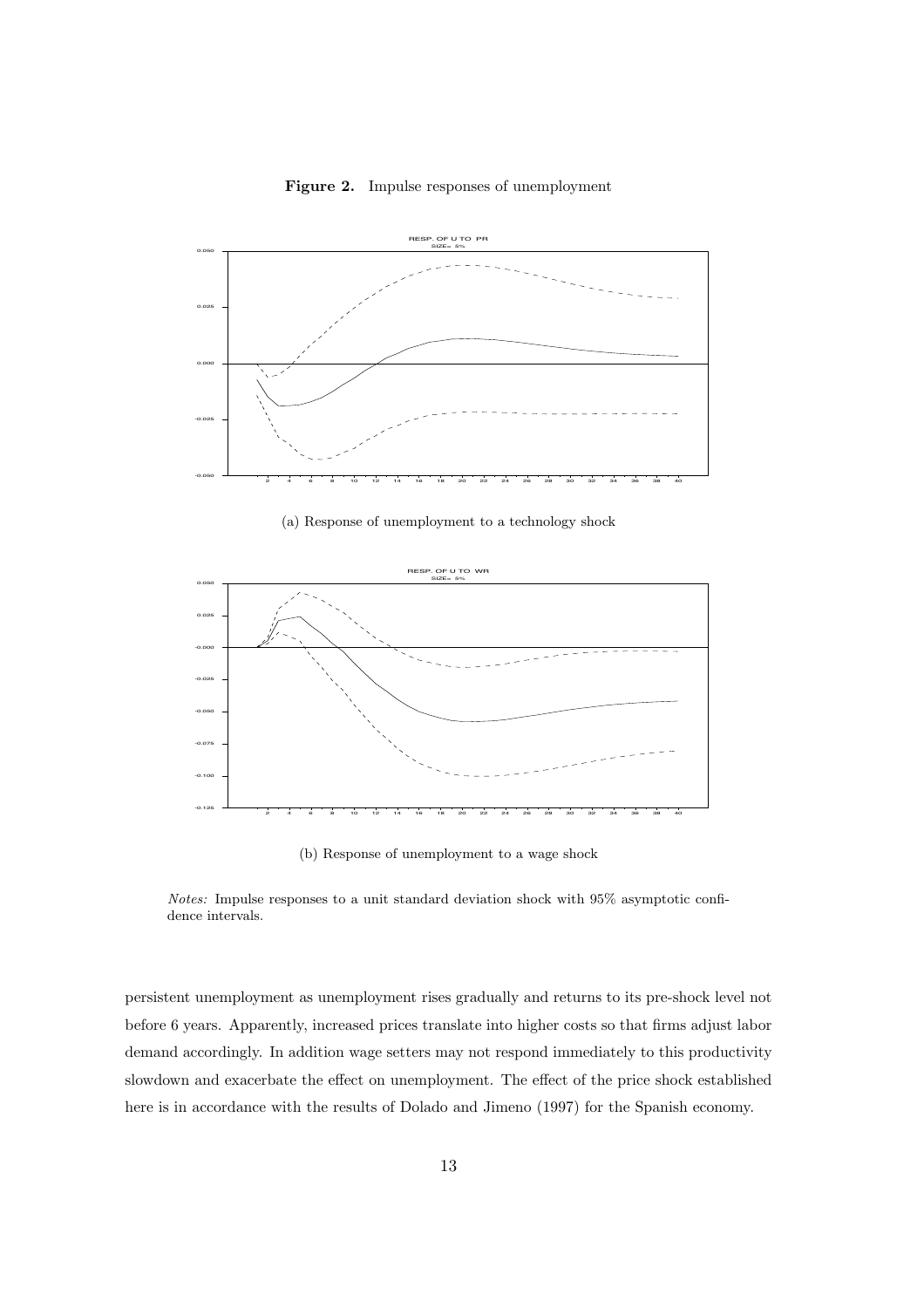**Figure 2.** Impulse responses of unemployment

(a) Response of unemployment to a technology shock

(b) Response of unemployment to a wage shock

*Notes:* Impulse responses to a unit standard deviation shock with 95% asymptotic confidence intervals.

persistent unemployment as unemployment rises gradually and returns to its pre-shock level not before 6 years. Apparently, increased prices translate into higher costs so that firms adjust labor demand accordingly. In addition wage setters may not respond immediately to this productivity slowdown and exacerbate the effect on unemployment. The effect of the price shock established here is in accordance with the results of Dolado and Jimeno (1997) for the Spanish economy.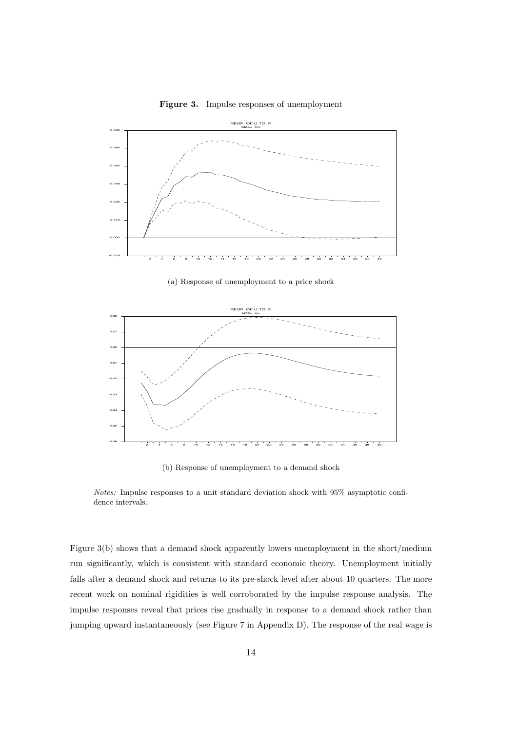**Figure 3.** Impulse responses of unemployment

(a) Response of unemployment to a price shock

(b) Response of unemployment to a demand shock

*Notes:* Impulse responses to a unit standard deviation shock with 95% asymptotic confidence intervals.

Figure 3(b) shows that a demand shock apparently lowers unemployment in the short/medium run significantly, which is consistent with standard economic theory. Unemployment initially falls after a demand shock and returns to its pre-shock level after about 10 quarters. The more recent work on nominal rigidities is well corroborated by the impulse response analysis. The impulse responses reveal that prices rise gradually in response to a demand shock rather than jumping upward instantaneously (see Figure 7 in Appendix D). The response of the real wage is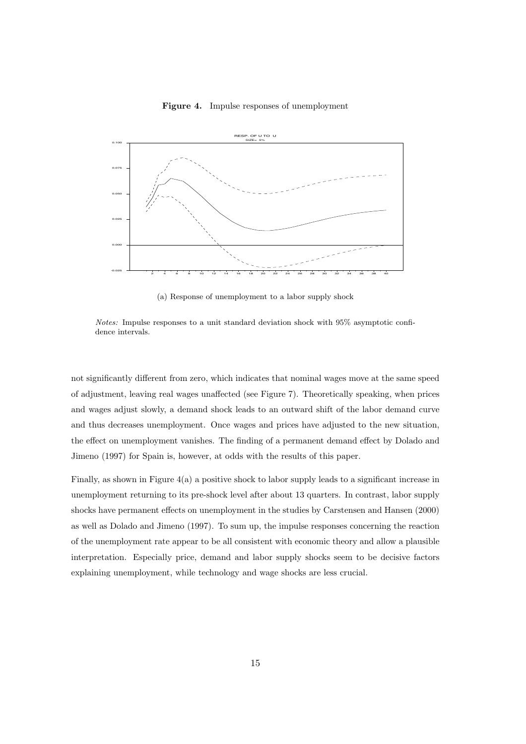**Figure 4.** Impulse responses of unemployment

(a) Response of unemployment to a labor supply shock

*Notes:* Impulse responses to a unit standard deviation shock with 95% asymptotic confidence intervals.

not significantly different from zero, which indicates that nominal wages move at the same speed of adjustment, leaving real wages unaffected (see Figure 7). Theoretically speaking, when prices and wages adjust slowly, a demand shock leads to an outward shift of the labor demand curve and thus decreases unemployment. Once wages and prices have adjusted to the new situation, the effect on unemployment vanishes. The finding of a permanent demand effect by Dolado and Jimeno (1997) for Spain is, however, at odds with the results of this paper.

Finally, as shown in Figure 4(a) a positive shock to labor supply leads to a significant increase in unemployment returning to its pre-shock level after about 13 quarters. In contrast, labor supply shocks have permanent effects on unemployment in the studies by Carstensen and Hansen (2000) as well as Dolado and Jimeno (1997). To sum up, the impulse responses concerning the reaction of the unemployment rate appear to be all consistent with economic theory and allow a plausible interpretation. Especially price, demand and labor supply shocks seem to be decisive factors explaining unemployment, while technology and wage shocks are less crucial.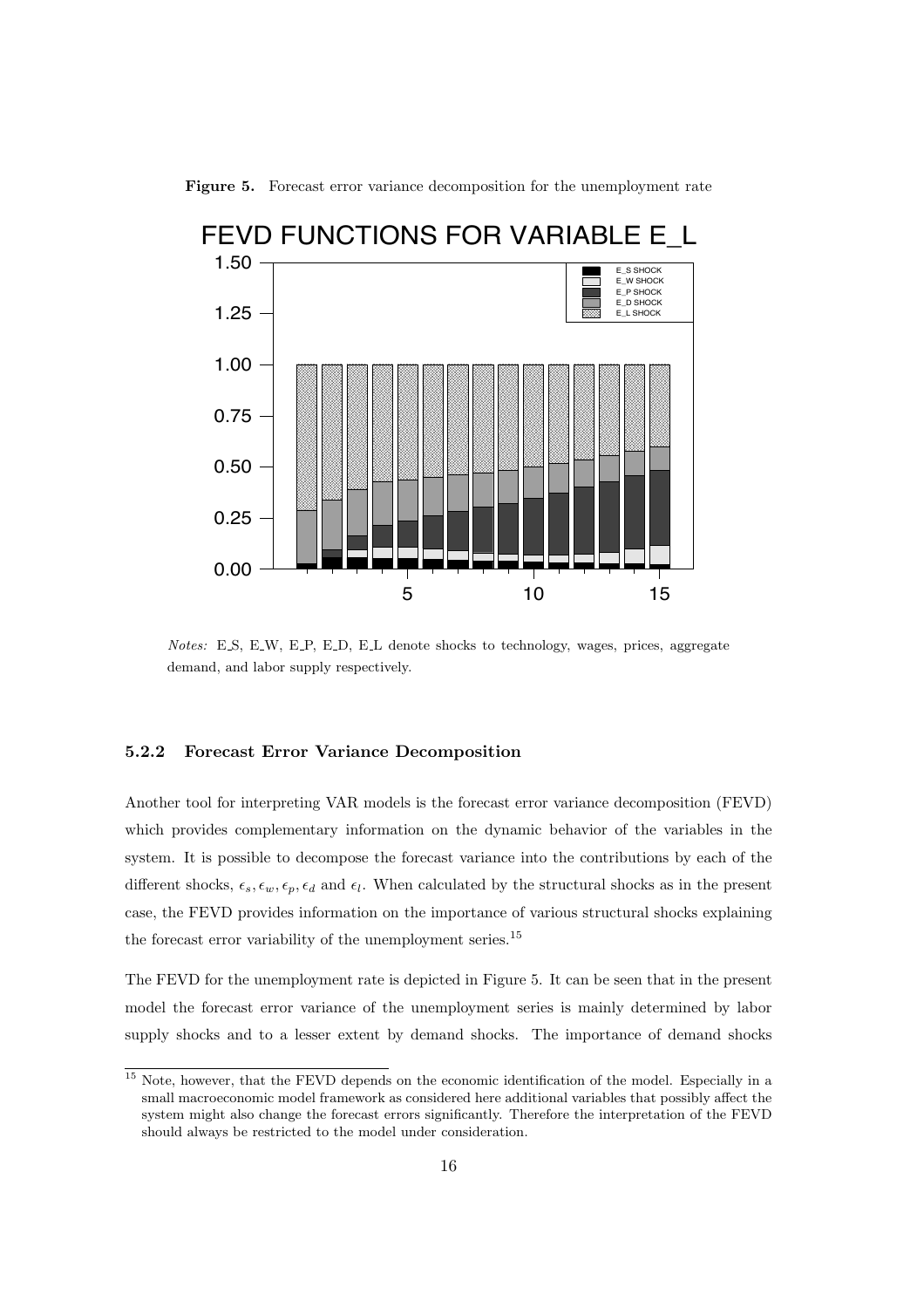**Figure 5.** Forecast error variance decomposition for the unemployment rate

*Notes:* E_S, E_W, E_P, E_D, E_L denote shocks to technology, wages, prices, aggregate demand, and labor supply respectively.

### 5.2.2 Forecast Error Variance Decomposition

Another tool for interpreting VAR models is the forecast error variance decomposition (FEVD) which provides complementary information on the dynamic behavior of the variables in the system. It is possible to decompose the forecast variance into the contributions by each of the different shocks, $\epsilon_s, \epsilon_w, \epsilon_p, \epsilon_d$ and $\epsilon_l$. When calculated by the structural shocks as in the present case, the FEVD provides information on the importance of various structural shocks explaining the forecast error variability of the unemployment series.[15]

The FEVD for the unemployment rate is depicted in Figure 5. It can be seen that in the present model the forecast error variance of the unemployment series is mainly determined by labor supply shocks and to a lesser extent by demand shocks. The importance of demand shocks

[15] Note, however, that the FEVD depends on the economic identification of the model. Especially in a small macroeconomic model framework as considered here additional variables that possibly affect the system might also change the forecast errors significantly. Therefore the interpretation of the FEVD should always be restricted to the model under consideration.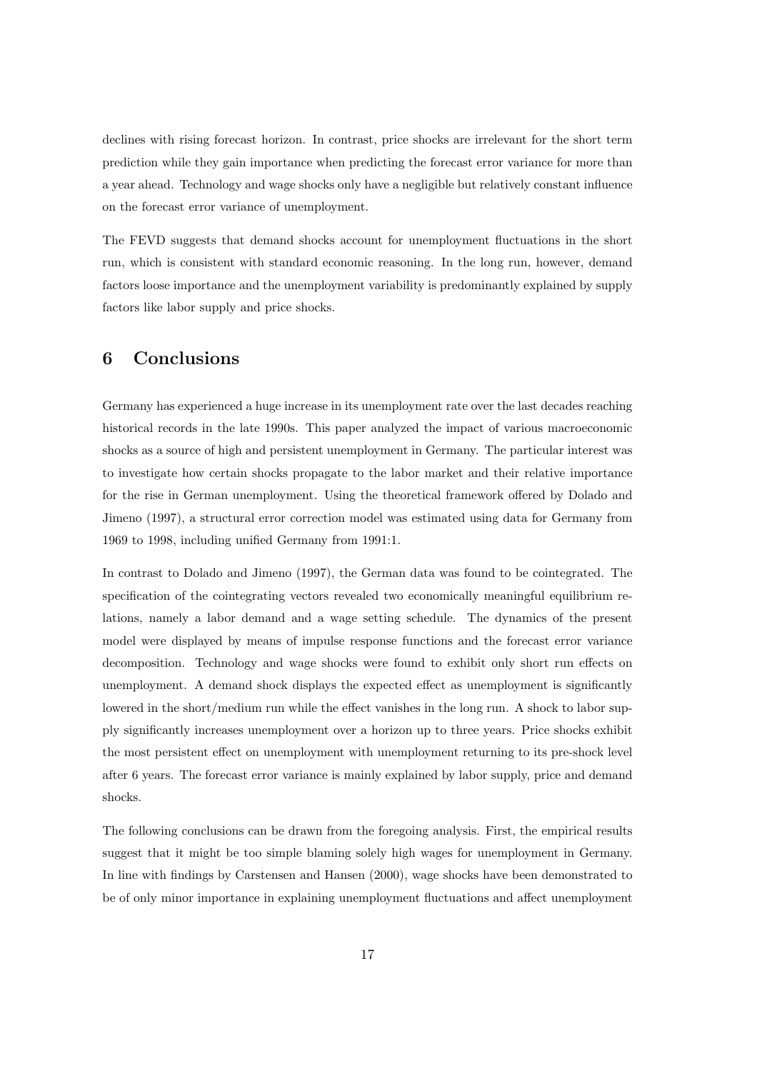declines with rising forecast horizon. In contrast, price shocks are irrelevant for the short term prediction while they gain importance when predicting the forecast error variance for more than a year ahead. Technology and wage shocks only have a negligible but relatively constant influence on the forecast error variance of unemployment.

The FEVD suggests that demand shocks account for unemployment fluctuations in the short run, which is consistent with standard economic reasoning. In the long run, however, demand factors loose importance and the unemployment variability is predominantly explained by supply factors like labor supply and price shocks.

## 6 Conclusions

Germany has experienced a huge increase in its unemployment rate over the last decades reaching historical records in the late 1990s. This paper analyzed the impact of various macroeconomic shocks as a source of high and persistent unemployment in Germany. The particular interest was to investigate how certain shocks propagate to the labor market and their relative importance for the rise in German unemployment. Using the theoretical framework offered by Dolado and Jimeno (1997), a structural error correction model was estimated using data for Germany from 1969 to 1998, including unified Germany from 1991:1.

In contrast to Dolado and Jimeno (1997), the German data was found to be cointegrated. The specification of the cointegrating vectors revealed two economically meaningful equilibrium relations, namely a labor demand and a wage setting schedule. The dynamics of the present model were displayed by means of impulse response functions and the forecast error variance decomposition. Technology and wage shocks were found to exhibit only short run effects on unemployment. A demand shock displays the expected effect as unemployment is significantly lowered in the short/medium run while the effect vanishes in the long run. A shock to labor supply significantly increases unemployment over a horizon up to three years. Price shocks exhibit the most persistent effect on unemployment with unemployment returning to its pre-shock level after 6 years. The forecast error variance is mainly explained by labor supply, price and demand shocks.

The following conclusions can be drawn from the foregoing analysis. First, the empirical results suggest that it might be too simple blaming solely high wages for unemployment in Germany. In line with findings by Carstensen and Hansen (2000), wage shocks have been demonstrated to be of only minor importance in explaining unemployment fluctuations and affect unemployment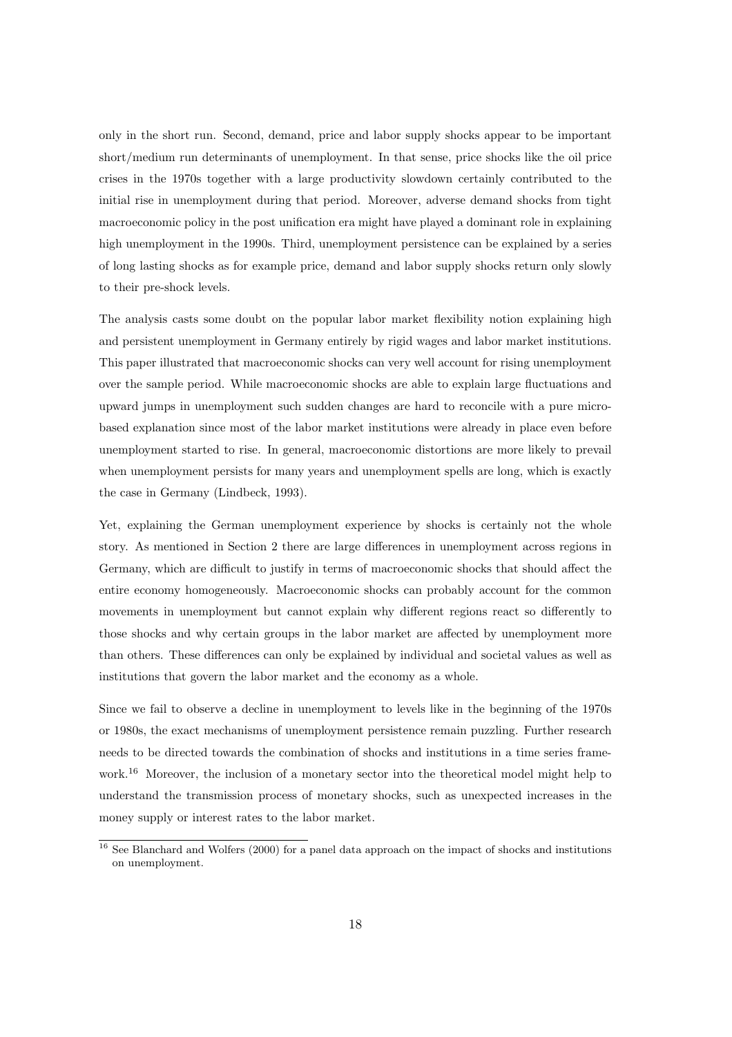only in the short run. Second, demand, price and labor supply shocks appear to be important short/medium run determinants of unemployment. In that sense, price shocks like the oil price crises in the 1970s together with a large productivity slowdown certainly contributed to the initial rise in unemployment during that period. Moreover, adverse demand shocks from tight macroeconomic policy in the post unification era might have played a dominant role in explaining high unemployment in the 1990s. Third, unemployment persistence can be explained by a series of long lasting shocks as for example price, demand and labor supply shocks return only slowly to their pre-shock levels.

The analysis casts some doubt on the popular labor market flexibility notion explaining high and persistent unemployment in Germany entirely by rigid wages and labor market institutions. This paper illustrated that macroeconomic shocks can very well account for rising unemployment over the sample period. While macroeconomic shocks are able to explain large fluctuations and upward jumps in unemployment such sudden changes are hard to reconcile with a pure micro-based explanation since most of the labor market institutions were already in place even before unemployment started to rise. In general, macroeconomic distortions are more likely to prevail when unemployment persists for many years and unemployment spells are long, which is exactly the case in Germany (Lindbeck, 1993).

Yet, explaining the German unemployment experience by shocks is certainly not the whole story. As mentioned in Section 2 there are large differences in unemployment across regions in Germany, which are difficult to justify in terms of macroeconomic shocks that should affect the entire economy homogeneously. Macroeconomic shocks can probably account for the common movements in unemployment but cannot explain why different regions react so differently to those shocks and why certain groups in the labor market are affected by unemployment more than others. These differences can only be explained by individual and societal values as well as institutions that govern the labor market and the economy as a whole.

Since we fail to observe a decline in unemployment to levels like in the beginning of the 1970s or 1980s, the exact mechanisms of unemployment persistence remain puzzling. Further research needs to be directed towards the combination of shocks and institutions in a time series framework.[16] Moreover, the inclusion of a monetary sector into the theoretical model might help to understand the transmission process of monetary shocks, such as unexpected increases in the money supply or interest rates to the labor market.

[16] See Blanchard and Wolfers (2000) for a panel data approach on the impact of shocks and institutions on unemployment.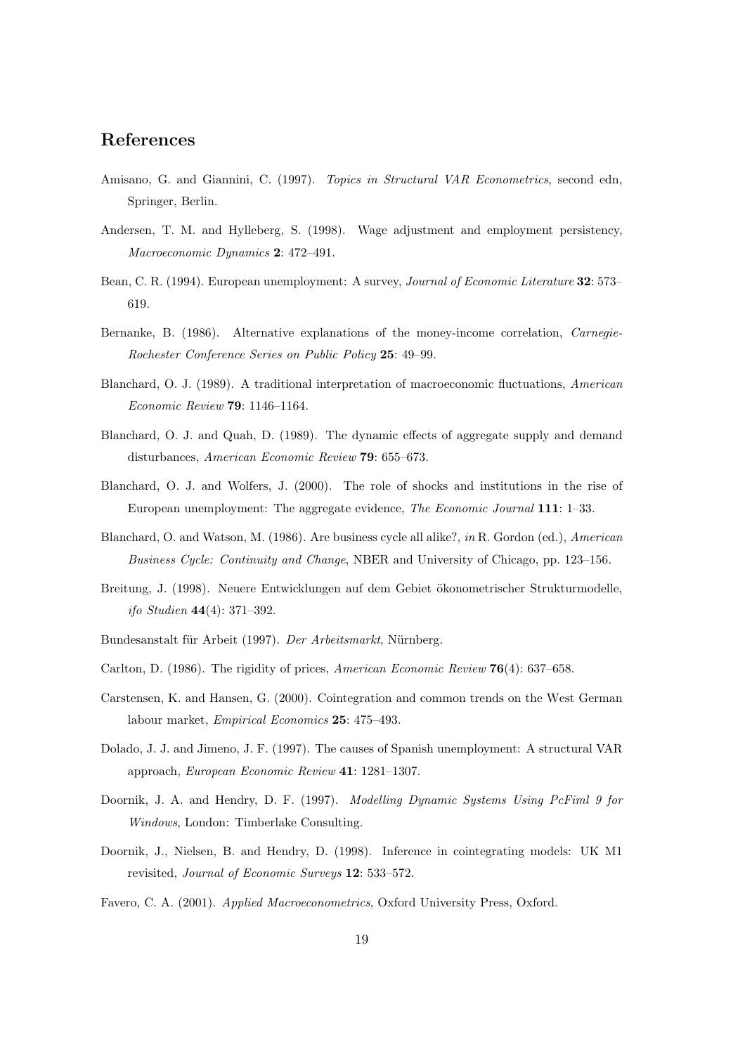## References

Amisano, G. and Giannini, C. (1997). *Topics in Structural VAR Econometrics*, second edn, Springer, Berlin.

Andersen, T. M. and Hylleberg, S. (1998). Wage adjustment and employment persistency, *Macroeconomic Dynamics* **2**: 472–491.

Bean, C. R. (1994). European unemployment: A survey, *Journal of Economic Literature* **32**: 573–619.

Bernanke, B. (1986). Alternative explanations of the money-income correlation, *Carnegie-Rochester Conference Series on Public Policy* **25**: 49–99.

Blanchard, O. J. (1989). A traditional interpretation of macroeconomic fluctuations, *American Economic Review* **79**: 1146–1164.

Blanchard, O. J. and Quah, D. (1989). The dynamic effects of aggregate supply and demand disturbances, *American Economic Review* **79**: 655–673.

Blanchard, O. J. and Wolfers, J. (2000). The role of shocks and institutions in the rise of European unemployment: The aggregate evidence, *The Economic Journal* **111**: 1–33.

Blanchard, O. and Watson, M. (1986). Are business cycle all alike?, *in* R. Gordon (ed.), *American Business Cycle: Continuity and Change*, NBER and University of Chicago, pp. 123–156.

Breitung, J. (1998). Neuere Entwicklungen auf dem Gebiet ökonometrischer Strukturmodelle, *ifo Studien* **44**(4): 371–392.

Bundesanstalt für Arbeit (1997). *Der Arbeitsmarkt*, Nürnberg.

Carlton, D. (1986). The rigidity of prices, *American Economic Review* **76**(4): 637–658.

Carstensen, K. and Hansen, G. (2000). Cointegration and common trends on the West German labour market, *Empirical Economics* **25**: 475–493.

Dolado, J. J. and Jimeno, J. F. (1997). The causes of Spanish unemployment: A structural VAR approach, *European Economic Review* **41**: 1281–1307.

Doornik, J. A. and Hendry, D. F. (1997). *Modelling Dynamic Systems Using PcFiml 9 for Windows*, London: Timberlake Consulting.

Doornik, J., Nielsen, B. and Hendry, D. (1998). Inference in cointegrating models: UK M1 revisited, *Journal of Economic Surveys* **12**: 533–572.

Favero, C. A. (2001). *Applied Macroeconometrics*, Oxford University Press, Oxford.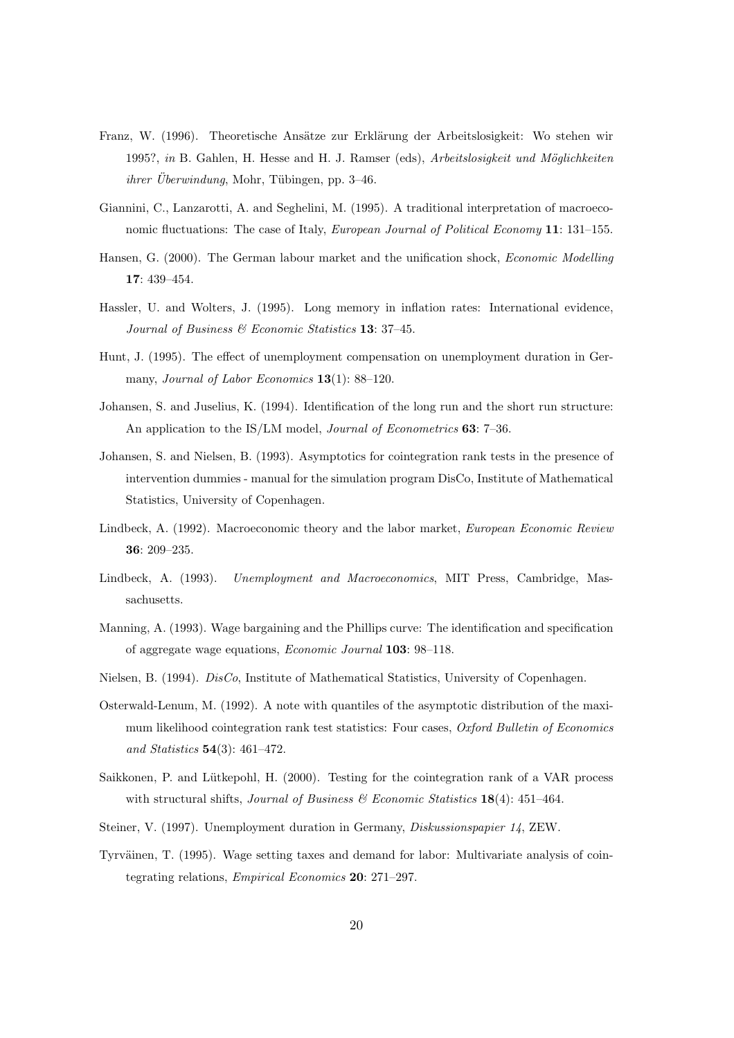Franz, W. (1996). Theoretische Ansätze zur Erklärung der Arbeitslosigkeit: Wo stehen wir 1995?, *in* B. Gahlen, H. Hesse and H. J. Ramser (eds), *Arbeitslosigkeit und Möglichkeiten ihrer Überwindung*, Mohr, Tübingen, pp. 3–46.

Giannini, C., Lanzarotti, A. and Seghelini, M. (1995). A traditional interpretation of macroeconomic fluctuations: The case of Italy, *European Journal of Political Economy* **11**: 131–155.

Hansen, G. (2000). The German labour market and the unification shock, *Economic Modelling* **17**: 439–454.

Hassler, U. and Wolters, J. (1995). Long memory in inflation rates: International evidence, *Journal of Business & Economic Statistics* **13**: 37–45.

Hunt, J. (1995). The effect of unemployment compensation on unemployment duration in Germany, *Journal of Labor Economics* **13**(1): 88–120.

Johansen, S. and Juselius, K. (1994). Identification of the long run and the short run structure: An application to the IS/LM model, *Journal of Econometrics* **63**: 7–36.

Johansen, S. and Nielsen, B. (1993). Asymptotics for cointegration rank tests in the presence of intervention dummies - manual for the simulation program DisCo, Institute of Mathematical Statistics, University of Copenhagen.

Lindbeck, A. (1992). Macroeconomic theory and the labor market, *European Economic Review* **36**: 209–235.

Lindbeck, A. (1993). *Unemployment and Macroeconomics*, MIT Press, Cambridge, Massachusetts.

Manning, A. (1993). Wage bargaining and the Phillips curve: The identification and specification of aggregate wage equations, *Economic Journal* **103**: 98–118.

Nielsen, B. (1994). *DisCo*, Institute of Mathematical Statistics, University of Copenhagen.

Osterwald-Lenum, M. (1992). A note with quantiles of the asymptotic distribution of the maximum likelihood cointegration rank test statistics: Four cases, *Oxford Bulletin of Economics and Statistics* **54**(3): 461–472.

Saikkonen, P. and Lütkepohl, H. (2000). Testing for the cointegration rank of a VAR process with structural shifts, *Journal of Business & Economic Statistics* **18**(4): 451–464.

Steiner, V. (1997). Unemployment duration in Germany, *Diskussionspapier 14*, ZEW.

Tyrväinen, T. (1995). Wage setting taxes and demand for labor: Multivariate analysis of cointegrating relations, *Empirical Economics* **20**: 271–297.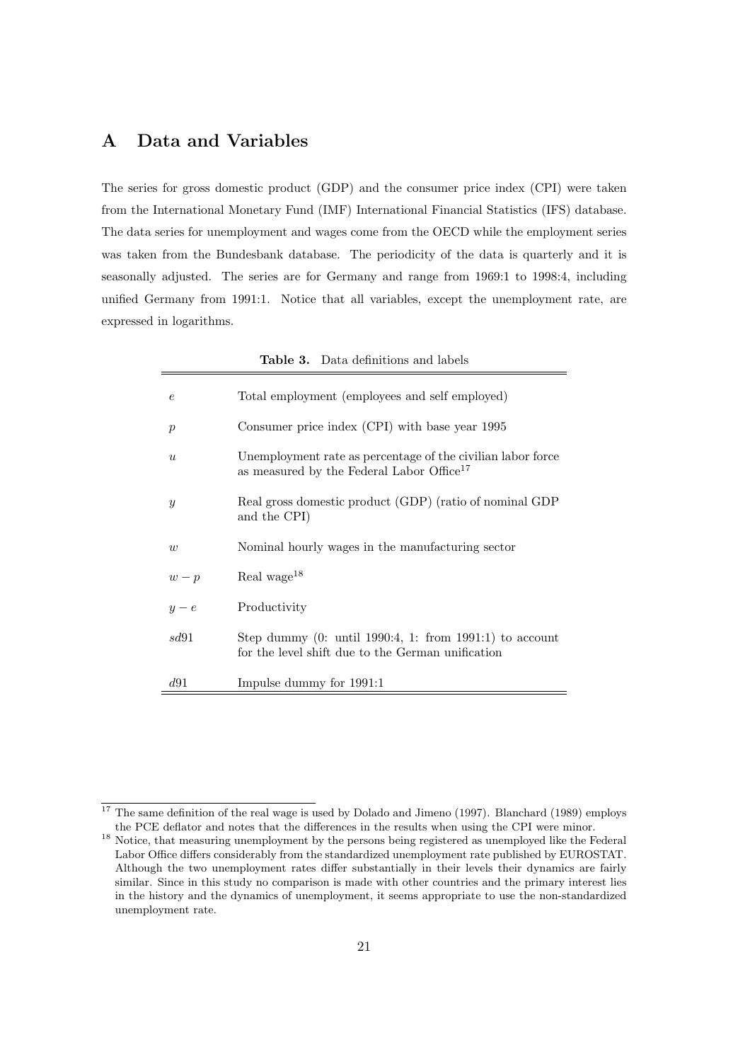# A Data and Variables

The series for gross domestic product (GDP) and the consumer price index (CPI) were taken from the International Monetary Fund (IMF) International Financial Statistics (IFS) database. The data series for unemployment and wages come from the OECD while the employment series was taken from the Bundesbank database. The periodicity of the data is quarterly and it is seasonally adjusted. The series are for Germany and range from 1969:1 to 1998:4, including unified Germany from 1991:1. Notice that all variables, except the unemployment rate, are expressed in logarithms.

**Table 3.** Data definitions and labels

| | |
|---|---|
| $e$ | Total employment (employees and self employed) |
| $p$ | Consumer price index (CPI) with base year 1995 |
| $u$ | Unemployment rate as percentage of the civilian labor force as measured by the Federal Labor Office[17] |
| $y$ | Real gross domestic product (GDP) (ratio of nominal GDP and the CPI) |
| $w$ | Nominal hourly wages in the manufacturing sector |
| $w - p$ | Real wage[18] |
| $y - e$ | Productivity |
| $sd91$ | Step dummy (0: until 1990:4, 1: from 1991:1) to account for the level shift due to the German unification |
| $d91$ | Impulse dummy for 1991:1 |

[17] The same definition of the real wage is used by Dolado and Jimeno (1997). Blanchard (1989) employs the PCE deflator and notes that the differences in the results when using the CPI were minor.

[18] Notice, that measuring unemployment by the persons being registered as unemployed like the Federal Labor Office differs considerably from the standardized unemployment rate published by EUROSTAT. Although the two unemployment rates differ substantially in their levels their dynamics are fairly similar. Since in this study no comparison is made with other countries and the primary interest lies in the history and the dynamics of unemployment, it seems appropriate to use the non-standardized unemployment rate.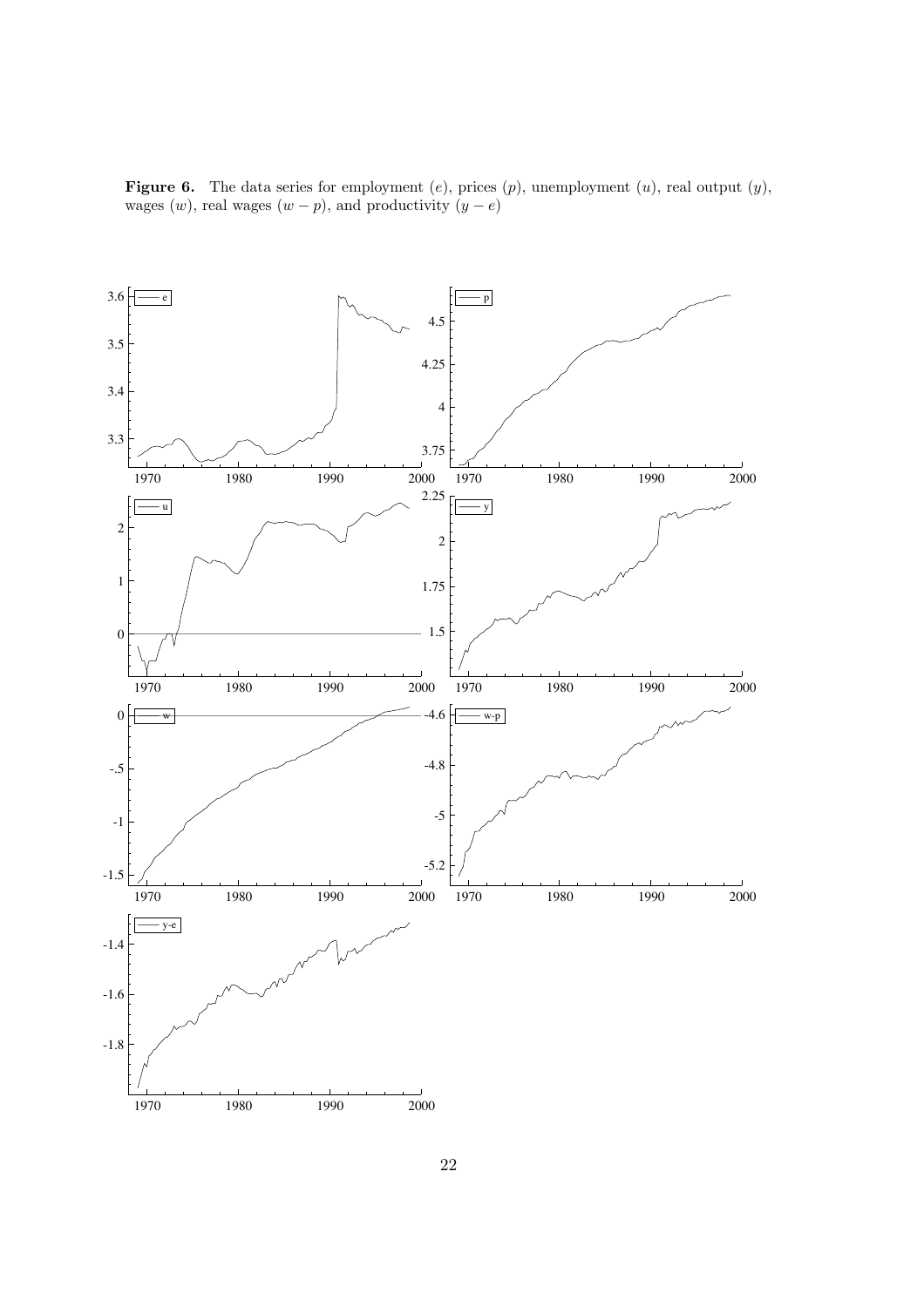**Figure 6.** The data series for employment ($e$), prices ($p$), unemployment ($u$), real output ($y$), wages ($w$), real wages ($w - p$), and productivity ($y - e$)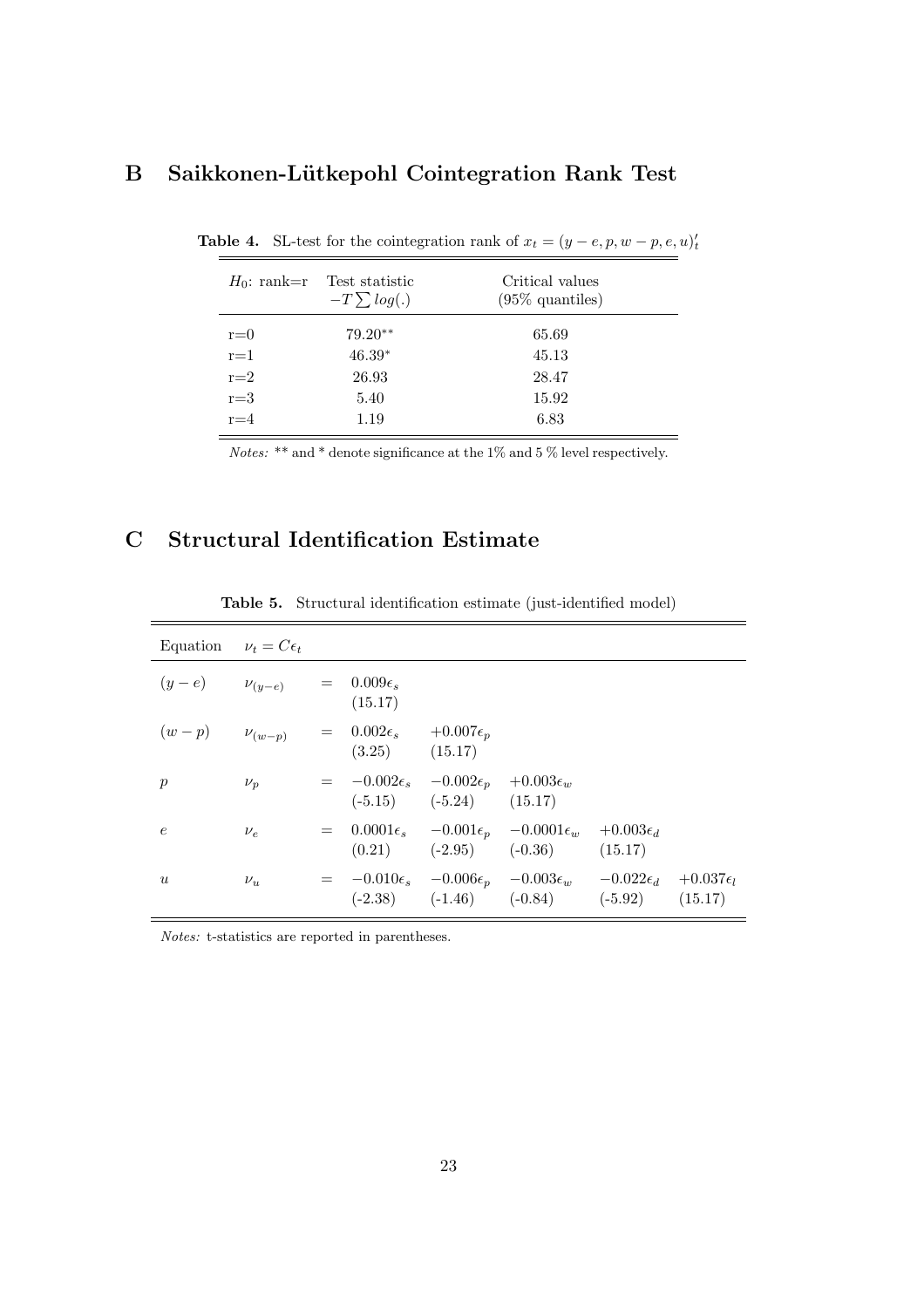# B Saikkonen-Lütkepohl Cointegration Rank Test

**Table 4.** SL-test for the cointegration rank of $x_t = (y-e, p, w-p, e, u)'_t$

| $H_0$: rank=r | Test statistic $-T\sum log(.)$ | Critical values (95% quantiles) |
|---|---|---|
| r=0 | $79.20^{**}$ | 65.69 |
| r=1 | $46.39^{*}$ | 45.13 |
| r=2 | 26.93 | 28.47 |
| r=3 | 5.40 | 15.92 |
| r=4 | 1.19 | 6.83 |

*Notes:* ** and * denote significance at the 1% and 5 % level respectively.

# C Structural Identification Estimate

**Table 5.** Structural identification estimate (just-identified model)

| Equation | $\nu_t = C\epsilon_t$ | | | | | | |
|---|---|---|---|---|---|---|---|
| $(y-e)$ | $\nu_{(y-e)}$ | $=$ | $0.009\epsilon_s$ (15.17) | | | | |
| $(w-p)$ | $\nu_{(w-p)}$ | $=$ | $0.002\epsilon_s$ (3.25) | $+0.007\epsilon_p$ (15.17) | | | |
| $p$ | $\nu_p$ | $=$ | $-0.002\epsilon_s$ (-5.15) | $-0.002\epsilon_p$ (-5.24) | $+0.003\epsilon_w$ (15.17) | | |
| $e$ | $\nu_e$ | $=$ | $0.0001\epsilon_s$ (0.21) | $-0.001\epsilon_p$ (-2.95) | $-0.0001\epsilon_w$ (-0.36) | $+0.003\epsilon_d$ (15.17) | |
| $u$ | $\nu_u$ | $=$ | $-0.010\epsilon_s$ (-2.38) | $-0.006\epsilon_p$ (-1.46) | $-0.003\epsilon_w$ (-0.84) | $-0.022\epsilon_d$ (-5.92) | $+0.037\epsilon_l$ (15.17) |

*Notes:* t-statistics are reported in parentheses.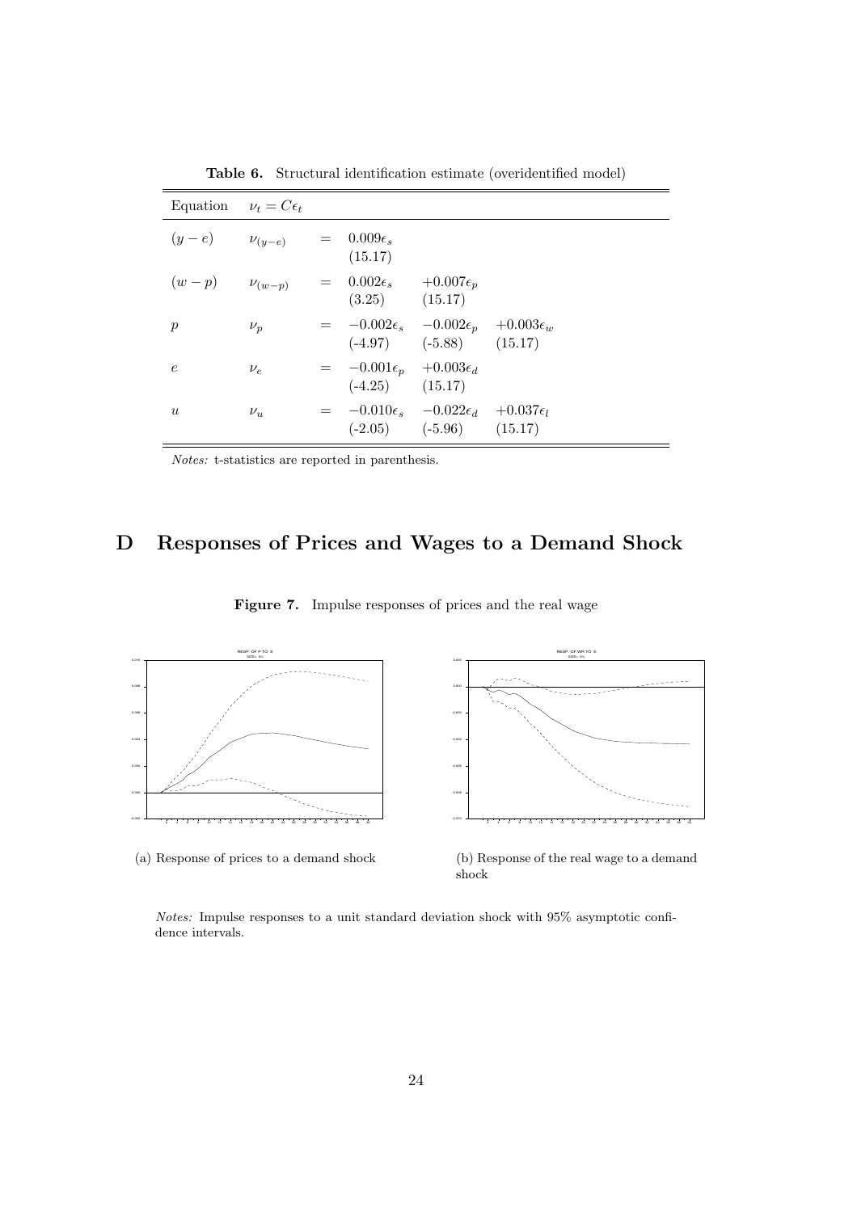**Table 6.** Structural identification estimate (overidentified model)

| Equation | $\nu_t = C\epsilon_t$ | | | | |
|---|---|---|---|---|---|
| $(y-e)$ | $\nu_{(y-e)}$ | $=$ | $0.009\epsilon_s$ (15.17) | | |
| $(w-p)$ | $\nu_{(w-p)}$ | $=$ | $0.002\epsilon_s$ (3.25) | $+0.007\epsilon_p$ (15.17) | |
| $p$ | $\nu_p$ | $=$ | $-0.002\epsilon_s$ (-4.97) | $-0.002\epsilon_p$ (-5.88) | $+0.003\epsilon_w$ (15.17) |
| $e$ | $\nu_e$ | $=$ | $-0.001\epsilon_p$ (-4.25) | $+0.003\epsilon_d$ (15.17) | |
| $u$ | $\nu_u$ | $=$ | $-0.010\epsilon_s$ (-2.05) | $-0.022\epsilon_d$ (-5.96) | $+0.037\epsilon_l$ (15.17) |

*Notes:* t-statistics are reported in parenthesis.

# D Responses of Prices and Wages to a Demand Shock

**Figure 7.** Impulse responses of prices and the real wage

(a) Response of prices to a demand shock

(b) Response of the real wage to a demand shock

*Notes:* Impulse responses to a unit standard deviation shock with 95% asymptotic confidence intervals.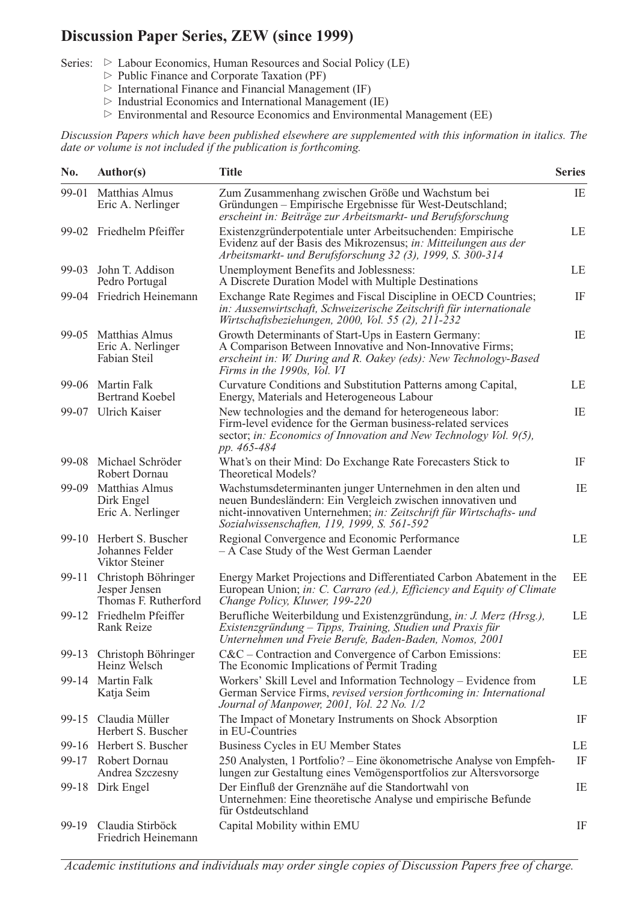# Discussion Paper Series, ZEW (since 1999)

Series:
- ▷ Labour Economics, Human Resources and Social Policy (LE)
- ▷ Public Finance and Corporate Taxation (PF)
- ▷ International Finance and Financial Management (IF)
- ▷ Industrial Economics and International Management (IE)
- ▷ Environmental and Resource Economics and Environmental Management (EE)

*Discussion Papers which have been published elsewhere are supplemented with this information in italics. The date or volume is not included if the publication is forthcoming.*

| No. | Author(s) | Title | Series |
|---|---|---|---|
| 99-01 | Matthias Almus<br>Eric A. Nerlinger | Zum Zusammenhang zwischen Größe und Wachstum bei Gründungen – Empirische Ergebnisse für West-Deutschland; *erscheint in: Beiträge zur Arbeitsmarkt- und Berufsforschung* | IE |
| 99-02 | Friedhelm Pfeiffer | Existenzgründerpotentiale unter Arbeitsuchenden: Empirische Evidenz auf der Basis des Mikrozensus; *in: Mitteilungen aus der Arbeitsmarkt- und Berufsforschung 32 (3), 1999, S. 300-314* | LE |
| 99-03 | John T. Addison<br>Pedro Portugal | Unemployment Benefits and Joblessness: A Discrete Duration Model with Multiple Destinations | LE |
| 99-04 | Friedrich Heinemann | Exchange Rate Regimes and Fiscal Discipline in OECD Countries; *in: Aussenwirtschaft, Schweizerische Zeitschrift für internationale Wirtschaftsbeziehungen, 2000, Vol. 55 (2), 211-232* | IF |
| 99-05 | Matthias Almus<br>Eric A. Nerlinger<br>Fabian Steil | Growth Determinants of Start-Ups in Eastern Germany: A Comparison Between Innovative and Non-Innovative Firms; *erscheint in: W. During and R. Oakey (eds): New Technology-Based Firms in the 1990s, Vol. VI* | IE |
| 99-06 | Martin Falk<br>Bertrand Koebel | Curvature Conditions and Substitution Patterns among Capital, Energy, Materials and Heterogeneous Labour | LE |
| 99-07 | Ulrich Kaiser | New technologies and the demand for heterogeneous labor: Firm-level evidence for the German business-related services sector; *in: Economics of Innovation and New Technology Vol. 9(5), pp. 465-484* | IE |
| 99-08 | Michael Schröder<br>Robert Dornau | What's on their Mind: Do Exchange Rate Forecasters Stick to Theoretical Models? | IF |
| 99-09 | Matthias Almus<br>Dirk Engel<br>Eric A. Nerlinger | Wachstumsdeterminanten junger Unternehmen in den alten und neuen Bundesländern: Ein Vergleich zwischen innovativen und nicht-innovativen Unternehmen; *in: Zeitschrift für Wirtschafts- und Sozialwissenschaften, 119, 1999, S. 561-592* | IE |
| 99-10 | Herbert S. Buscher<br>Johannes Felder<br>Viktor Steiner | Regional Convergence and Economic Performance – A Case Study of the West German Laender | LE |
| 99-11 | Christoph Böhringer<br>Jesper Jensen<br>Thomas F. Rutherford | Energy Market Projections and Differentiated Carbon Abatement in the European Union; *in: C. Carraro (ed.), Efficiency and Equity of Climate Change Policy, Kluwer, 199-220* | EE |
| 99-12 | Friedhelm Pfeiffer<br>Rank Reize | Berufliche Weiterbildung und Existenzgründung, *in: J. Merz (Hrsg.), Existenzgründung – Tipps, Training, Studien und Praxis für Unternehmen und Freie Berufe, Baden-Baden, Nomos, 2001* | LE |
| 99-13 | Christoph Böhringer<br>Heinz Welsch | C&C – Contraction and Convergence of Carbon Emissions: The Economic Implications of Permit Trading | EE |
| 99-14 | Martin Falk<br>Katja Seim | Workers' Skill Level and Information Technology – Evidence from German Service Firms, *revised version forthcoming in: International Journal of Manpower, 2001, Vol. 22 No. 1/2* | LE |
| 99-15 | Claudia Müller<br>Herbert S. Buscher | The Impact of Monetary Instruments on Shock Absorption in EU-Countries | IF |
| 99-16 | Herbert S. Buscher | Business Cycles in EU Member States | LE |
| 99-17 | Robert Dornau<br>Andrea Szczesny | 250 Analysten, 1 Portfolio? – Eine ökonometrische Analyse von Empfehlungen zur Gestaltung eines Vemögensportfolios zur Altersvorsorge | IF |
| 99-18 | Dirk Engel | Der Einfluß der Grenznähe auf die Standortwahl von Unternehmen: Eine theoretische Analyse und empirische Befunde für Ostdeutschland | IE |
| 99-19 | Claudia Stirböck<br>Friedrich Heinemann | Capital Mobility within EMU | IF |

*Academic institutions and individuals may order single copies of Discussion Papers free of charge.*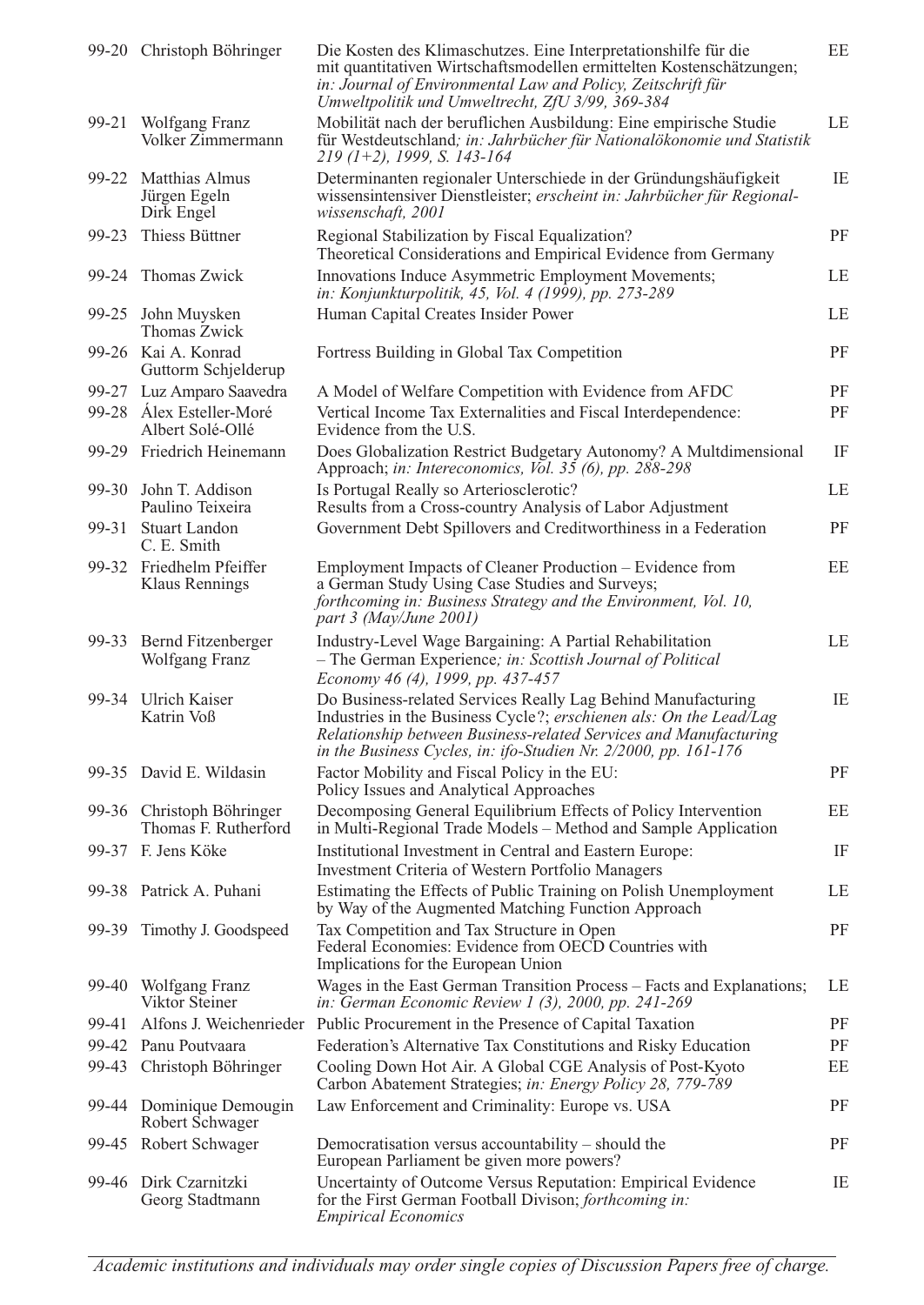| | | | |
|---|---|---|---|
| 99-20 | Christoph Böhringer | Die Kosten des Klimaschutzes. Eine Interpretationshilfe für die mit quantitativen Wirtschaftsmodellen ermittelten Kostenschätzungen; *in: Journal of Environmental Law and Policy, Zeitschrift für Umweltpolitik und Umweltrecht, ZfU 3/99, 369-384* | EE |
| 99-21 | Wolfgang Franz<br>Volker Zimmermann | Mobilität nach der beruflichen Ausbildung: Eine empirische Studie für Westdeutschland; *in: Jahrbücher für Nationalökonomie und Statistik 219 (1+2), 1999, S. 143-164* | LE |
| 99-22 | Matthias Almus<br>Jürgen Egeln<br>Dirk Engel | Determinanten regionaler Unterschiede in der Gründungshäufigkeit wissensintensiver Dienstleister; *erscheint in: Jahrbücher für Regionalwissenschaft, 2001* | IE |
| 99-23 | Thiess Büttner | Regional Stabilization by Fiscal Equalization? Theoretical Considerations and Empirical Evidence from Germany | PF |
| 99-24 | Thomas Zwick | Innovations Induce Asymmetric Employment Movements; *in: Konjunkturpolitik, 45, Vol. 4 (1999), pp. 273-289* | LE |
| 99-25 | John Muysken<br>Thomas Zwick | Human Capital Creates Insider Power | LE |
| 99-26 | Kai A. Konrad<br>Guttorm Schjelderup | Fortress Building in Global Tax Competition | PF |
| 99-27 | Luz Amparo Saavedra | A Model of Welfare Competition with Evidence from AFDC | PF |
| 99-28 | Álex Esteller-Moré<br>Albert Solé-Ollé | Vertical Income Tax Externalities and Fiscal Interdependence: Evidence from the U.S. | PF |
| 99-29 | Friedrich Heinemann | Does Globalization Restrict Budgetary Autonomy? A Multdimensional Approach; *in: Intereconomics, Vol. 35 (6), pp. 288-298* | IF |
| 99-30 | John T. Addison<br>Paulino Teixeira | Is Portugal Really so Arteriosclerotic? Results from a Cross-country Analysis of Labor Adjustment | LE |
| 99-31 | Stuart Landon<br>C. E. Smith | Government Debt Spillovers and Creditworthiness in a Federation | PF |
| 99-32 | Friedhelm Pfeiffer<br>Klaus Rennings | Employment Impacts of Cleaner Production – Evidence from a German Study Using Case Studies and Surveys; *forthcoming in: Business Strategy and the Environment, Vol. 10, part 3 (May/June 2001)* | EE |
| 99-33 | Bernd Fitzenberger<br>Wolfgang Franz | Industry-Level Wage Bargaining: A Partial Rehabilitation – The German Experience; *in: Scottish Journal of Political Economy 46 (4), 1999, pp. 437-457* | LE |
| 99-34 | Ulrich Kaiser<br>Katrin Voß | Do Business-related Services Really Lag Behind Manufacturing Industries in the Business Cycle?; *erschienen als: On the Lead/Lag Relationship between Business-related Services and Manufacturing in the Business Cycles, in: ifo-Studien Nr. 2/2000, pp. 161-176* | IE |
| 99-35 | David E. Wildasin | Factor Mobility and Fiscal Policy in the EU: Policy Issues and Analytical Approaches | PF |
| 99-36 | Christoph Böhringer<br>Thomas F. Rutherford | Decomposing General Equilibrium Effects of Policy Intervention in Multi-Regional Trade Models – Method and Sample Application | EE |
| 99-37 | F. Jens Köke | Institutional Investment in Central and Eastern Europe: Investment Criteria of Western Portfolio Managers | IF |
| 99-38 | Patrick A. Puhani | Estimating the Effects of Public Training on Polish Unemployment by Way of the Augmented Matching Function Approach | LE |
| 99-39 | Timothy J. Goodspeed | Tax Competition and Tax Structure in Open Federal Economies: Evidence from OECD Countries with Implications for the European Union | PF |
| 99-40 | Wolfgang Franz<br>Viktor Steiner | Wages in the East German Transition Process – Facts and Explanations; *in: German Economic Review 1 (3), 2000, pp. 241-269* | LE |
| 99-41 | Alfons J. Weichenrieder | Public Procurement in the Presence of Capital Taxation | PF |
| 99-42 | Panu Poutvaara | Federation's Alternative Tax Constitutions and Risky Education | PF |
| 99-43 | Christoph Böhringer | Cooling Down Hot Air. A Global CGE Analysis of Post-Kyoto Carbon Abatement Strategies; *in: Energy Policy 28, 779-789* | EE |
| 99-44 | Dominique Demougin<br>Robert Schwager | Law Enforcement and Criminality: Europe vs. USA | PF |
| 99-45 | Robert Schwager | Democratisation versus accountability – should the European Parliament be given more powers? | PF |
| 99-46 | Dirk Czarnitzki<br>Georg Stadtmann | Uncertainty of Outcome Versus Reputation: Empirical Evidence for the First German Football Divison; *forthcoming in: Empirical Economics* | IE |

*Academic institutions and individuals may order single copies of Discussion Papers free of charge.*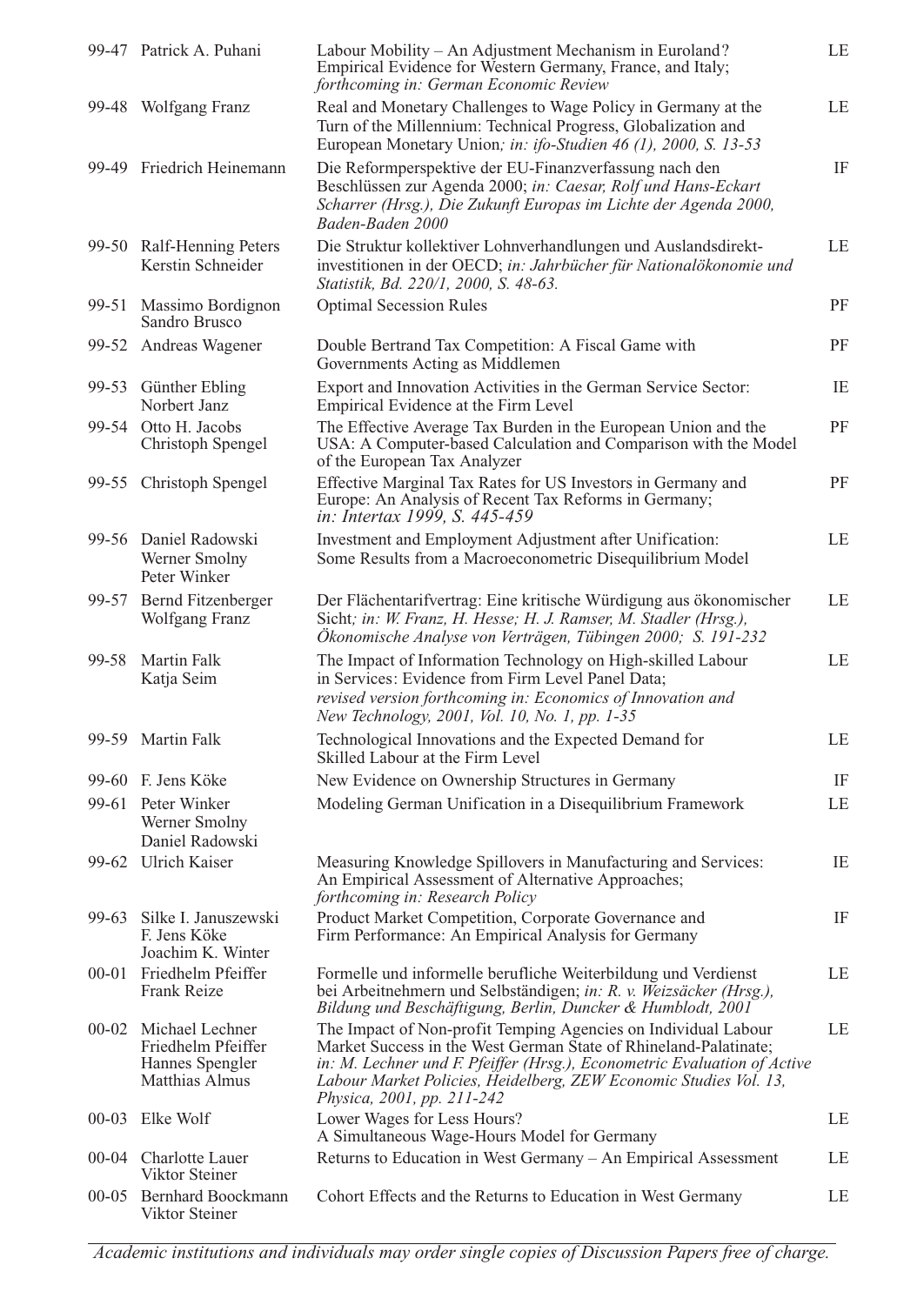| | | | |
|---|---|---|---|
| 99-47 | Patrick A. Puhani | Labour Mobility – An Adjustment Mechanism in Euroland? Empirical Evidence for Western Germany, France, and Italy; *forthcoming in: German Economic Review* | LE |
| 99-48 | Wolfgang Franz | Real and Monetary Challenges to Wage Policy in Germany at the Turn of the Millennium: Technical Progress, Globalization and European Monetary Union*; in: ifo-Studien 46 (1), 2000, S. 13-53* | LE |
| 99-49 | Friedrich Heinemann | Die Reformperspektive der EU-Finanzverfassung nach den Beschlüssen zur Agenda 2000; *in: Caesar, Rolf und Hans-Eckart Scharrer (Hrsg.), Die Zukunft Europas im Lichte der Agenda 2000, Baden-Baden 2000* | IF |
| 99-50 | Ralf-Henning Peters<br>Kerstin Schneider | Die Struktur kollektiver Lohnverhandlungen und Auslandsdirekt-investitionen in der OECD; *in: Jahrbücher für Nationalökonomie und Statistik, Bd. 220/1, 2000, S. 48-63.* | LE |
| 99-51 | Massimo Bordignon<br>Sandro Brusco | Optimal Secession Rules | PF |
| 99-52 | Andreas Wagener | Double Bertrand Tax Competition: A Fiscal Game with Governments Acting as Middlemen | PF |
| 99-53 | Günther Ebling<br>Norbert Janz | Export and Innovation Activities in the German Service Sector: Empirical Evidence at the Firm Level | IE |
| 99-54 | Otto H. Jacobs<br>Christoph Spengel | The Effective Average Tax Burden in the European Union and the USA: A Computer-based Calculation and Comparison with the Model of the European Tax Analyzer | PF |
| 99-55 | Christoph Spengel | Effective Marginal Tax Rates for US Investors in Germany and Europe: An Analysis of Recent Tax Reforms in Germany; *in: Intertax 1999, S. 445-459* | PF |
| 99-56 | Daniel Radowski<br>Werner Smolny<br>Peter Winker | Investment and Employment Adjustment after Unification: Some Results from a Macroeconometric Disequilibrium Model | LE |
| 99-57 | Bernd Fitzenberger<br>Wolfgang Franz | Der Flächentarifvertrag: Eine kritische Würdigung aus ökonomischer Sicht*; in: W. Franz, H. Hesse; H. J. Ramser, M. Stadler (Hrsg.), Ökonomische Analyse von Verträgen, Tübingen 2000; S. 191-232* | LE |
| 99-58 | Martin Falk<br>Katja Seim | The Impact of Information Technology on High-skilled Labour in Services: Evidence from Firm Level Panel Data; *revised version forthcoming in: Economics of Innovation and New Technology, 2001, Vol. 10, No. 1, pp. 1-35* | LE |
| 99-59 | Martin Falk | Technological Innovations and the Expected Demand for Skilled Labour at the Firm Level | LE |
| 99-60 | F. Jens Köke | New Evidence on Ownership Structures in Germany | IF |
| 99-61 | Peter Winker<br>Werner Smolny<br>Daniel Radowski | Modeling German Unification in a Disequilibrium Framework | LE |
| 99-62 | Ulrich Kaiser | Measuring Knowledge Spillovers in Manufacturing and Services: An Empirical Assessment of Alternative Approaches; *forthcoming in: Research Policy* | IE |
| 99-63 | Silke I. Januszewski<br>F. Jens Köke<br>Joachim K. Winter | Product Market Competition, Corporate Governance and Firm Performance: An Empirical Analysis for Germany | IF |
| 00-01 | Friedhelm Pfeiffer<br>Frank Reize | Formelle und informelle berufliche Weiterbildung und Verdienst bei Arbeitnehmern und Selbständigen; *in: R. v. Weizsäcker (Hrsg.), Bildung und Beschäftigung, Berlin, Duncker & Humblodt, 2001* | LE |
| 00-02 | Michael Lechner<br>Friedhelm Pfeiffer<br>Hannes Spengler<br>Matthias Almus | The Impact of Non-profit Temping Agencies on Individual Labour Market Success in the West German State of Rhineland-Palatinate; *in: M. Lechner und F. Pfeiffer (Hrsg.), Econometric Evaluation of Active Labour Market Policies, Heidelberg, ZEW Economic Studies Vol. 13, Physica, 2001, pp. 211-242* | LE |
| 00-03 | Elke Wolf | Lower Wages for Less Hours? A Simultaneous Wage-Hours Model for Germany | LE |
| 00-04 | Charlotte Lauer<br>Viktor Steiner | Returns to Education in West Germany – An Empirical Assessment | LE |
| 00-05 | Bernhard Boockmann<br>Viktor Steiner | Cohort Effects and the Returns to Education in West Germany | LE |

*Academic institutions and individuals may order single copies of Discussion Papers free of charge.*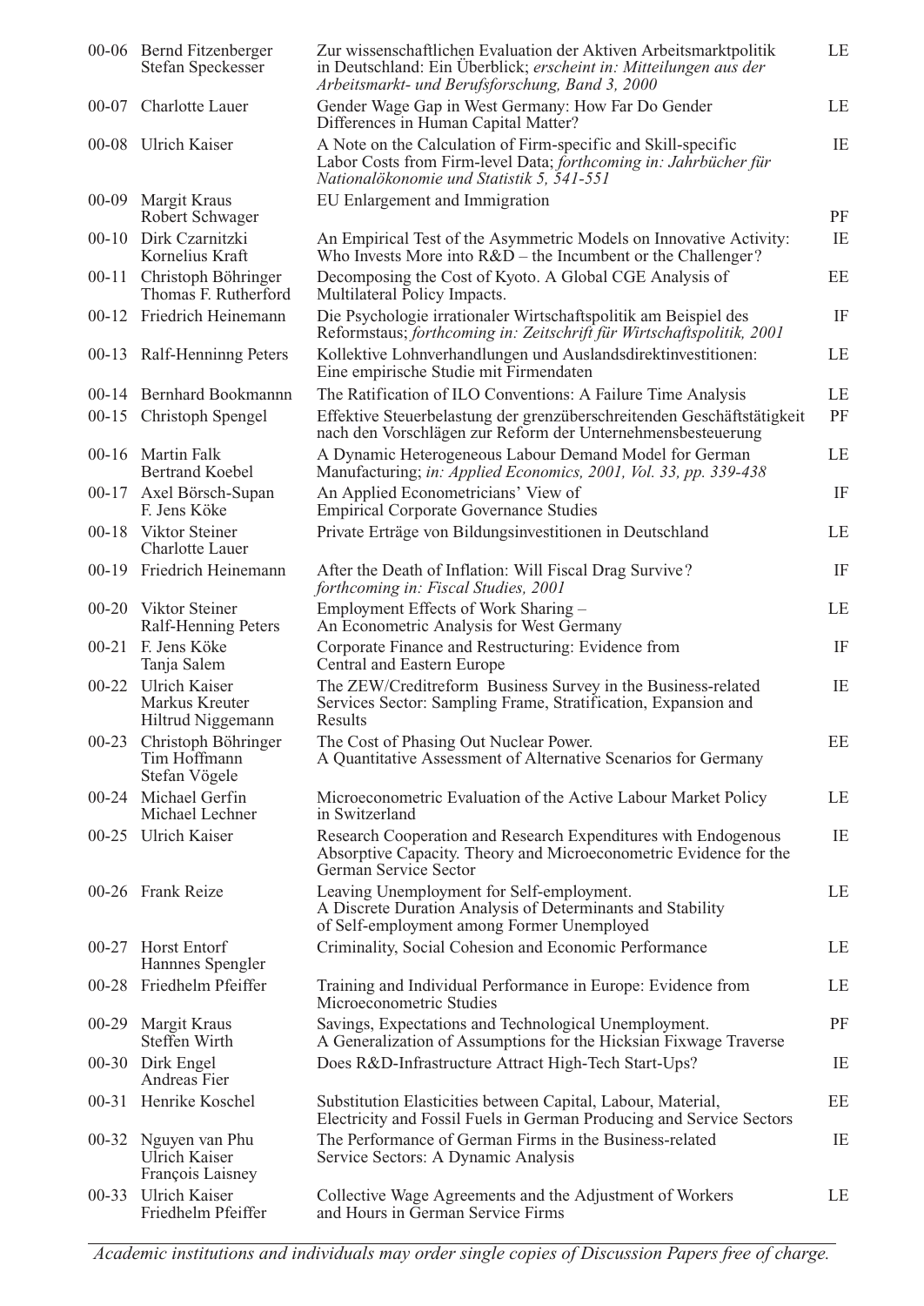| | | | |
|---|---|---|---|
| 00-06 | Bernd Fitzenberger<br>Stefan Speckesser | Zur wissenschaftlichen Evaluation der Aktiven Arbeitsmarktpolitik in Deutschland: Ein Überblick; *erscheint in: Mitteilungen aus der Arbeitsmarkt- und Berufsforschung, Band 3, 2000* | LE |
| 00-07 | Charlotte Lauer | Gender Wage Gap in West Germany: How Far Do Gender Differences in Human Capital Matter? | LE |
| 00-08 | Ulrich Kaiser | A Note on the Calculation of Firm-specific and Skill-specific Labor Costs from Firm-level Data; *forthcoming in: Jahrbücher für Nationalökonomie und Statistik 5, 541-551* | IE |
| 00-09 | Margit Kraus<br>Robert Schwager | EU Enlargement and Immigration | PF |
| 00-10 | Dirk Czarnitzki<br>Kornelius Kraft | An Empirical Test of the Asymmetric Models on Innovative Activity: Who Invests More into R&D – the Incumbent or the Challenger? | IE |
| 00-11 | Christoph Böhringer<br>Thomas F. Rutherford | Decomposing the Cost of Kyoto. A Global CGE Analysis of Multilateral Policy Impacts. | EE |
| 00-12 | Friedrich Heinemann | Die Psychologie irrationaler Wirtschaftspolitik am Beispiel des Reformstaus; *forthcoming in: Zeitschrift für Wirtschaftspolitik, 2001* | IF |
| 00-13 | Ralf-Henninng Peters | Kollektive Lohnverhandlungen und Auslandsdirektinvestitionen: Eine empirische Studie mit Firmendaten | LE |
| 00-14 | Bernhard Bookmannn | The Ratification of ILO Conventions: A Failure Time Analysis | LE |
| 00-15 | Christoph Spengel | Effektive Steuerbelastung der grenzüberschreitenden Geschäftstätigkeit nach den Vorschlägen zur Reform der Unternehmensbesteuerung | PF |
| 00-16 | Martin Falk<br>Bertrand Koebel | A Dynamic Heterogeneous Labour Demand Model for German Manufacturing; *in: Applied Economics, 2001, Vol. 33, pp. 339-438* | LE |
| 00-17 | Axel Börsch-Supan<br>F. Jens Köke | An Applied Econometricians' View of Empirical Corporate Governance Studies | IF |
| 00-18 | Viktor Steiner<br>Charlotte Lauer | Private Erträge von Bildungsinvestitionen in Deutschland | LE |
| 00-19 | Friedrich Heinemann | After the Death of Inflation: Will Fiscal Drag Survive? *forthcoming in: Fiscal Studies, 2001* | IF |
| 00-20 | Viktor Steiner<br>Ralf-Henning Peters | Employment Effects of Work Sharing – An Econometric Analysis for West Germany | LE |
| 00-21 | F. Jens Köke<br>Tanja Salem | Corporate Finance and Restructuring: Evidence from Central and Eastern Europe | IF |
| 00-22 | Ulrich Kaiser<br>Markus Kreuter<br>Hiltrud Niggemann | The ZEW/Creditreform Business Survey in the Business-related Services Sector: Sampling Frame, Stratification, Expansion and Results | IE |
| 00-23 | Christoph Böhringer<br>Tim Hoffmann<br>Stefan Vögele | The Cost of Phasing Out Nuclear Power. A Quantitative Assessment of Alternative Scenarios for Germany | EE |
| 00-24 | Michael Gerfin<br>Michael Lechner | Microeconometric Evaluation of the Active Labour Market Policy in Switzerland | LE |
| 00-25 | Ulrich Kaiser | Research Cooperation and Research Expenditures with Endogenous Absorptive Capacity. Theory and Microeconometric Evidence for the German Service Sector | IE |
| 00-26 | Frank Reize | Leaving Unemployment for Self-employment. A Discrete Duration Analysis of Determinants and Stability of Self-employment among Former Unemployed | LE |
| 00-27 | Horst Entorf<br>Hannnes Spengler | Criminality, Social Cohesion and Economic Performance | LE |
| 00-28 | Friedhelm Pfeiffer | Training and Individual Performance in Europe: Evidence from Microeconometric Studies | LE |
| 00-29 | Margit Kraus<br>Steffen Wirth | Savings, Expectations and Technological Unemployment. A Generalization of Assumptions for the Hicksian Fixwage Traverse | PF |
| 00-30 | Dirk Engel<br>Andreas Fier | Does R&D-Infrastructure Attract High-Tech Start-Ups? | IE |
| 00-31 | Henrike Koschel | Substitution Elasticities between Capital, Labour, Material, Electricity and Fossil Fuels in German Producing and Service Sectors | EE |
| 00-32 | Nguyen van Phu<br>Ulrich Kaiser<br>François Laisney | The Performance of German Firms in the Business-related Service Sectors: A Dynamic Analysis | IE |
| 00-33 | Ulrich Kaiser<br>Friedhelm Pfeiffer | Collective Wage Agreements and the Adjustment of Workers and Hours in German Service Firms | LE |

*Academic institutions and individuals may order single copies of Discussion Papers free of charge.*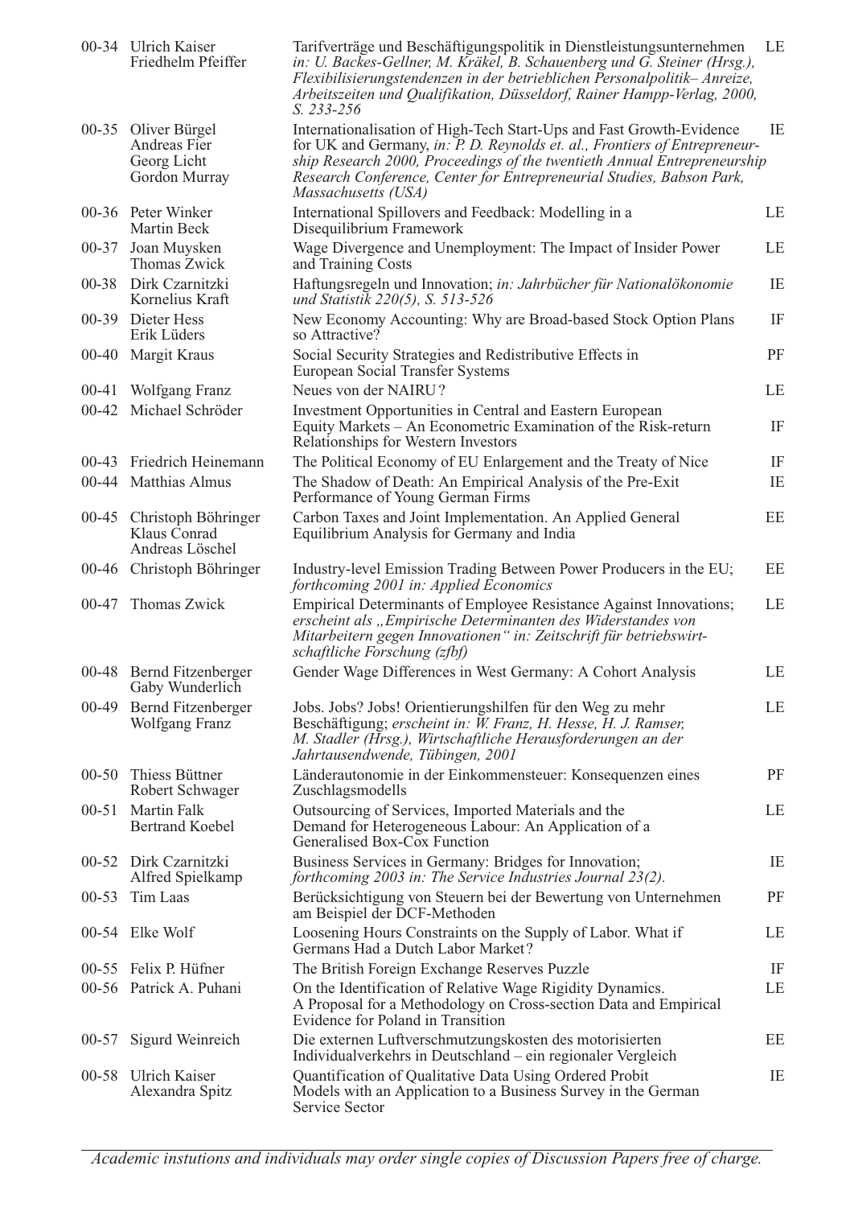| | | | |
|---|---|---|---|
| 00-34 | Ulrich Kaiser<br>Friedhelm Pfeiffer | Tarifverträge und Beschäftigungspolitik in Dienstleistungsunternehmen *in: U. Backes-Gellner, M. Kräkel, B. Schauenberg und G. Steiner (Hrsg.), Flexibilisierungstendenzen in der betrieblichen Personalpolitik– Anreize, Arbeitszeiten und Qualifikation, Düsseldorf, Rainer Hampp-Verlag, 2000, S. 233-256* | LE |
| 00-35 | Oliver Bürgel<br>Andreas Fier<br>Georg Licht<br>Gordon Murray | Internationalisation of High-Tech Start-Ups and Fast Growth-Evidence for UK and Germany, *in: P. D. Reynolds et. al., Frontiers of Entrepreneurship Research 2000, Proceedings of the twentieth Annual Entrepreneurship Research Conference, Center for Entrepreneurial Studies, Babson Park, Massachusetts (USA)* | IE |
| 00-36 | Peter Winker<br>Martin Beck | International Spillovers and Feedback: Modelling in a Disequilibrium Framework | LE |
| 00-37 | Joan Muysken<br>Thomas Zwick | Wage Divergence and Unemployment: The Impact of Insider Power and Training Costs | LE |
| 00-38 | Dirk Czarnitzki<br>Kornelius Kraft | Haftungsregeln und Innovation; *in: Jahrbücher für Nationalökonomie und Statistik 220(5), S. 513-526* | IE |
| 00-39 | Dieter Hess<br>Erik Lüders | New Economy Accounting: Why are Broad-based Stock Option Plans so Attractive? | IF |
| 00-40 | Margit Kraus | Social Security Strategies and Redistributive Effects in European Social Transfer Systems | PF |
| 00-41 | Wolfgang Franz | Neues von der NAIRU? | LE |
| 00-42 | Michael Schröder | Investment Opportunities in Central and Eastern European Equity Markets – An Econometric Examination of the Risk-return Relationships for Western Investors | IF |
| 00-43 | Friedrich Heinemann | The Political Economy of EU Enlargement and the Treaty of Nice | IF |
| 00-44 | Matthias Almus | The Shadow of Death: An Empirical Analysis of the Pre-Exit Performance of Young German Firms | IE |
| 00-45 | Christoph Böhringer<br>Klaus Conrad<br>Andreas Löschel | Carbon Taxes and Joint Implementation. An Applied General Equilibrium Analysis for Germany and India | EE |
| 00-46 | Christoph Böhringer | Industry-level Emission Trading Between Power Producers in the EU; *forthcoming 2001 in: Applied Economics* | EE |
| 00-47 | Thomas Zwick | Empirical Determinants of Employee Resistance Against Innovations; *erscheint als „Empirische Determinanten des Widerstandes von Mitarbeitern gegen Innovationen" in: Zeitschrift für betriebswirtschaftliche Forschung (zfbf)* | LE |
| 00-48 | Bernd Fitzenberger<br>Gaby Wunderlich | Gender Wage Differences in West Germany: A Cohort Analysis | LE |
| 00-49 | Bernd Fitzenberger<br>Wolfgang Franz | Jobs. Jobs? Jobs! Orientierungshilfen für den Weg zu mehr Beschäftigung; *erscheint in: W. Franz, H. Hesse, H. J. Ramser, M. Stadler (Hrsg.), Wirtschaftliche Herausforderungen an der Jahrtausendwende, Tübingen, 2001* | LE |
| 00-50 | Thiess Büttner<br>Robert Schwager | Länderautonomie in der Einkommensteuer: Konsequenzen eines Zuschlagsmodells | PF |
| 00-51 | Martin Falk<br>Bertrand Koebel | Outsourcing of Services, Imported Materials and the Demand for Heterogeneous Labour: An Application of a Generalised Box-Cox Function | LE |
| 00-52 | Dirk Czarnitzki<br>Alfred Spielkamp | Business Services in Germany: Bridges for Innovation; *forthcoming 2003 in: The Service Industries Journal 23(2).* | IE |
| 00-53 | Tim Laas | Berücksichtigung von Steuern bei der Bewertung von Unternehmen am Beispiel der DCF-Methoden | PF |
| 00-54 | Elke Wolf | Loosening Hours Constraints on the Supply of Labor. What if Germans Had a Dutch Labor Market? | LE |
| 00-55 | Felix P. Hüfner | The British Foreign Exchange Reserves Puzzle | IF |
| 00-56 | Patrick A. Puhani | On the Identification of Relative Wage Rigidity Dynamics. A Proposal for a Methodology on Cross-section Data and Empirical Evidence for Poland in Transition | LE |
| 00-57 | Sigurd Weinreich | Die externen Luftverschmutzungskosten des motorisierten Individualverkehrs in Deutschland – ein regionaler Vergleich | EE |
| 00-58 | Ulrich Kaiser<br>Alexandra Spitz | Quantification of Qualitative Data Using Ordered Probit Models with an Application to a Business Survey in the German Service Sector | IE |

*Academic instutions and individuals may order single copies of Discussion Papers free of charge.*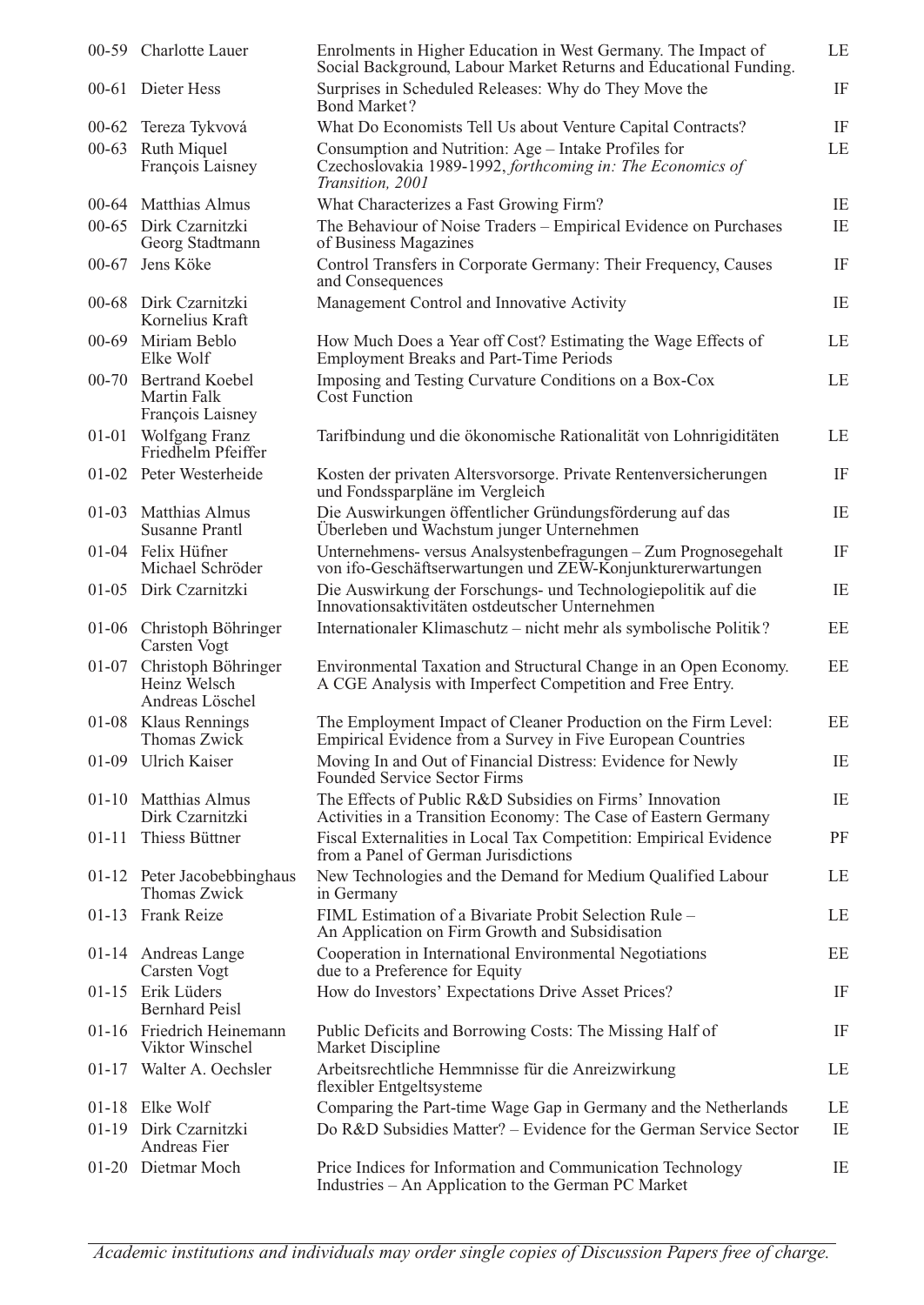| | | | |
|---|---|---|---|
| 00-59 | Charlotte Lauer | Enrolments in Higher Education in West Germany. The Impact of Social Background, Labour Market Returns and Educational Funding. | LE |
| 00-61 | Dieter Hess | Surprises in Scheduled Releases: Why do They Move the Bond Market? | IF |
| 00-62 | Tereza Tykvová | What Do Economists Tell Us about Venture Capital Contracts? | IF |
| 00-63 | Ruth Miquel<br>François Laisney | Consumption and Nutrition: Age – Intake Profiles for Czechoslovakia 1989-1992, *forthcoming in: The Economics of Transition, 2001* | LE |
| 00-64 | Matthias Almus | What Characterizes a Fast Growing Firm? | IE |
| 00-65 | Dirk Czarnitzki<br>Georg Stadtmann | The Behaviour of Noise Traders – Empirical Evidence on Purchases of Business Magazines | IE |
| 00-67 | Jens Köke | Control Transfers in Corporate Germany: Their Frequency, Causes and Consequences | IF |
| 00-68 | Dirk Czarnitzki<br>Kornelius Kraft | Management Control and Innovative Activity | IE |
| 00-69 | Miriam Beblo<br>Elke Wolf | How Much Does a Year off Cost? Estimating the Wage Effects of Employment Breaks and Part-Time Periods | LE |
| 00-70 | Bertrand Koebel<br>Martin Falk<br>François Laisney | Imposing and Testing Curvature Conditions on a Box-Cox Cost Function | LE |
| 01-01 | Wolfgang Franz<br>Friedhelm Pfeiffer | Tarifbindung und die ökonomische Rationalität von Lohnrigiditäten | LE |
| 01-02 | Peter Westerheide | Kosten der privaten Altersvorsorge. Private Rentenversicherungen und Fondssparpläne im Vergleich | IF |
| 01-03 | Matthias Almus<br>Susanne Prantl | Die Auswirkungen öffentlicher Gründungsförderung auf das Überleben und Wachstum junger Unternehmen | IE |
| 01-04 | Felix Hüfner<br>Michael Schröder | Unternehmens- versus Analysenbefragungen – Zum Prognosegehalt von ifo-Geschäftserwartungen und ZEW-Konjunkturerwartungen | IF |
| 01-05 | Dirk Czarnitzki | Die Auswirkung der Forschungs- und Technologiepolitik auf die Innovationsaktivitäten ostdeutscher Unternehmen | IE |
| 01-06 | Christoph Böhringer<br>Carsten Vogt | Internationaler Klimaschutz – nicht mehr als symbolische Politik? | EE |
| 01-07 | Christoph Böhringer<br>Heinz Welsch<br>Andreas Löschel | Environmental Taxation and Structural Change in an Open Economy. A CGE Analysis with Imperfect Competition and Free Entry. | EE |
| 01-08 | Klaus Rennings<br>Thomas Zwick | The Employment Impact of Cleaner Production on the Firm Level: Empirical Evidence from a Survey in Five European Countries | EE |
| 01-09 | Ulrich Kaiser | Moving In and Out of Financial Distress: Evidence for Newly Founded Service Sector Firms | IE |
| 01-10 | Matthias Almus<br>Dirk Czarnitzki | The Effects of Public R&D Subsidies on Firms' Innovation Activities in a Transition Economy: The Case of Eastern Germany | IE |
| 01-11 | Thiess Büttner | Fiscal Externalities in Local Tax Competition: Empirical Evidence from a Panel of German Jurisdictions | PF |
| 01-12 | Peter Jacobebbinghaus<br>Thomas Zwick | New Technologies and the Demand for Medium Qualified Labour in Germany | LE |
| 01-13 | Frank Reize | FIML Estimation of a Bivariate Probit Selection Rule – An Application on Firm Growth and Subsidisation | LE |
| 01-14 | Andreas Lange<br>Carsten Vogt | Cooperation in International Environmental Negotiations due to a Preference for Equity | EE |
| 01-15 | Erik Lüders<br>Bernhard Peisl | How do Investors' Expectations Drive Asset Prices? | IF |
| 01-16 | Friedrich Heinemann<br>Viktor Winschel | Public Deficits and Borrowing Costs: The Missing Half of Market Discipline | IF |
| 01-17 | Walter A. Oechsler | Arbeitsrechtliche Hemmnisse für die Anreizwirkung flexibler Entgeltsysteme | LE |
| 01-18 | Elke Wolf | Comparing the Part-time Wage Gap in Germany and the Netherlands | LE |
| 01-19 | Dirk Czarnitzki<br>Andreas Fier | Do R&D Subsidies Matter? – Evidence for the German Service Sector | IE |
| 01-20 | Dietmar Moch | Price Indices for Information and Communication Technology Industries – An Application to the German PC Market | IE |

*Academic institutions and individuals may order single copies of Discussion Papers free of charge.*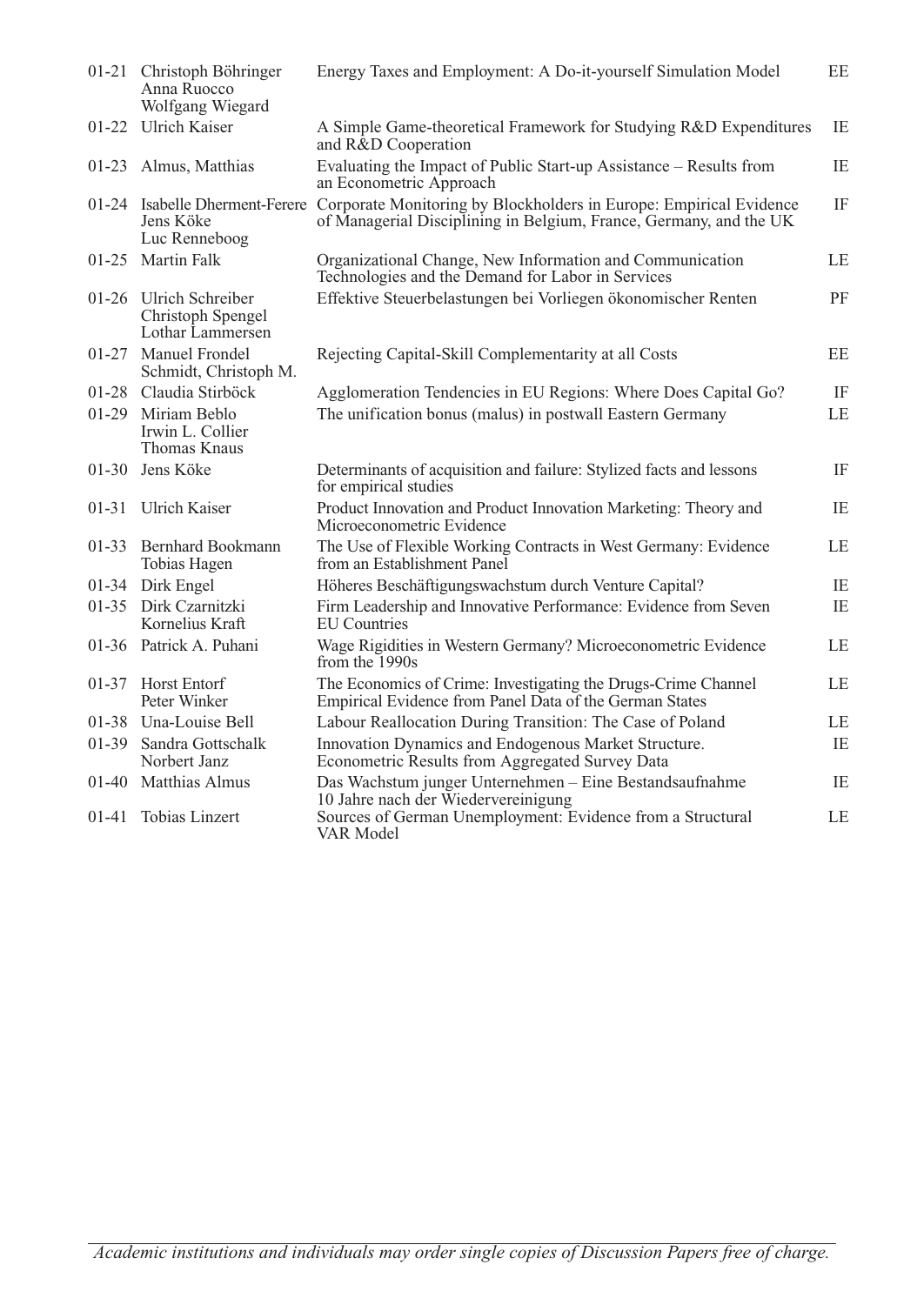| | | | |
|---|---|---|---|
| 01-21 | Christoph Böhringer<br>Anna Ruocco<br>Wolfgang Wiegard | Energy Taxes and Employment: A Do-it-yourself Simulation Model | EE |
| 01-22 | Ulrich Kaiser | A Simple Game-theoretical Framework for Studying R&D Expenditures and R&D Cooperation | IE |
| 01-23 | Almus, Matthias | Evaluating the Impact of Public Start-up Assistance – Results from an Econometric Approach | IE |
| 01-24 | Isabelle Dherment-Ferere<br>Jens Köke<br>Luc Renneboog | Corporate Monitoring by Blockholders in Europe: Empirical Evidence of Managerial Disciplining in Belgium, France, Germany, and the UK | IF |
| 01-25 | Martin Falk | Organizational Change, New Information and Communication Technologies and the Demand for Labor in Services | LE |
| 01-26 | Ulrich Schreiber<br>Christoph Spengel<br>Lothar Lammersen | Effektive Steuerbelastungen bei Vorliegen ökonomischer Renten | PF |
| 01-27 | Manuel Frondel<br>Schmidt, Christoph M. | Rejecting Capital-Skill Complementarity at all Costs | EE |
| 01-28 | Claudia Stirböck | Agglomeration Tendencies in EU Regions: Where Does Capital Go? | IF |
| 01-29 | Miriam Beblo<br>Irwin L. Collier<br>Thomas Knaus | The unification bonus (malus) in postwall Eastern Germany | LE |
| 01-30 | Jens Köke | Determinants of acquisition and failure: Stylized facts and lessons for empirical studies | IF |
| 01-31 | Ulrich Kaiser | Product Innovation and Product Innovation Marketing: Theory and Microeconometric Evidence | IE |
| 01-33 | Bernhard Bookmann<br>Tobias Hagen | The Use of Flexible Working Contracts in West Germany: Evidence from an Establishment Panel | LE |
| 01-34 | Dirk Engel | Höheres Beschäftigungswachstum durch Venture Capital? | IE |
| 01-35 | Dirk Czarnitzki<br>Kornelius Kraft | Firm Leadership and Innovative Performance: Evidence from Seven EU Countries | IE |
| 01-36 | Patrick A. Puhani | Wage Rigidities in Western Germany? Microeconometric Evidence from the 1990s | LE |
| 01-37 | Horst Entorf<br>Peter Winker | The Economics of Crime: Investigating the Drugs-Crime Channel Empirical Evidence from Panel Data of the German States | LE |
| 01-38 | Una-Louise Bell | Labour Reallocation During Transition: The Case of Poland | LE |
| 01-39 | Sandra Gottschalk<br>Norbert Janz | Innovation Dynamics and Endogenous Market Structure. Econometric Results from Aggregated Survey Data | IE |
| 01-40 | Matthias Almus | Das Wachstum junger Unternehmen – Eine Bestandsaufnahme 10 Jahre nach der Wiedervereinigung | IE |
| 01-41 | Tobias Linzert | Sources of German Unemployment: Evidence from a Structural VAR Model | LE |

*Academic institutions and individuals may order single copies of Discussion Papers free of charge.*